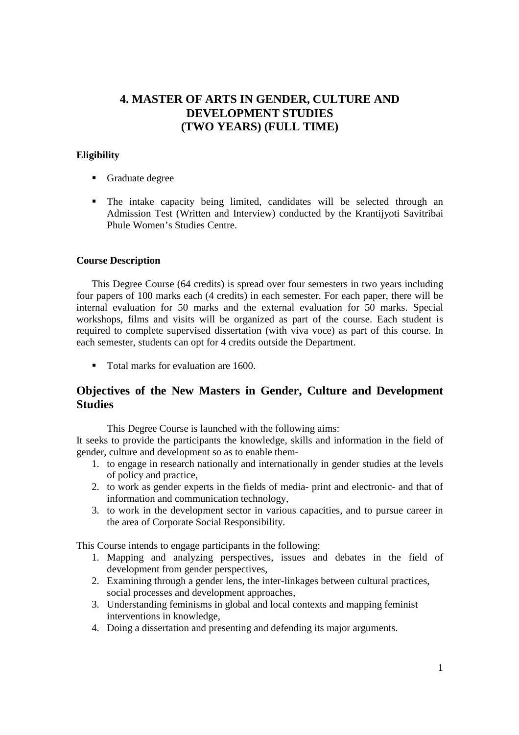# 4. MASTER OF ARTS IN GENDER, CULTURE AND DEVELOPMENT STUDIES (TWO YEARS) (FULL TIME)

**Eligibility**

- Graduate degree
- The intake capacity being limited, candidates will be selected through an Admission Test (Written and Interview) conducted by the Krantijyoti Savitribai Phule Women's Studies Centre.

**Course Description**

This Degree Course (64 credits) is spread over four semesters in two years including four papers of 100 marks each (4 credits) in each semester. For each paper, there will be internal evaluation for 50 marks and the external evaluation for 50 marks. Special workshops, films and visits will be organized as part of the course. Each student is required to complete supervised dissertation (with viva voce) as part of this course. In each semester, students can opt for 4 credits outside the Department.

- Total marks for evaluation are 1600.

## Objectives of the New Masters in Gender, Culture and Development Studies

This Degree Course is launched with the following aims:

It seeks to provide the participants the knowledge, skills and information in the field of gender, culture and development so as to enable them-

1. to engage in research nationally and internationally in gender studies at the levels of policy and practice,
2. to work as gender experts in the fields of media- print and electronic- and that of information and communication technology,
3. to work in the development sector in various capacities, and to pursue career in the area of Corporate Social Responsibility.

This Course intends to engage participants in the following:

1. Mapping and analyzing perspectives, issues and debates in the field of development from gender perspectives,
2. Examining through a gender lens, the inter-linkages between cultural practices, social processes and development approaches,
3. Understanding feminisms in global and local contexts and mapping feminist interventions in knowledge,
4. Doing a dissertation and presenting and defending its major arguments.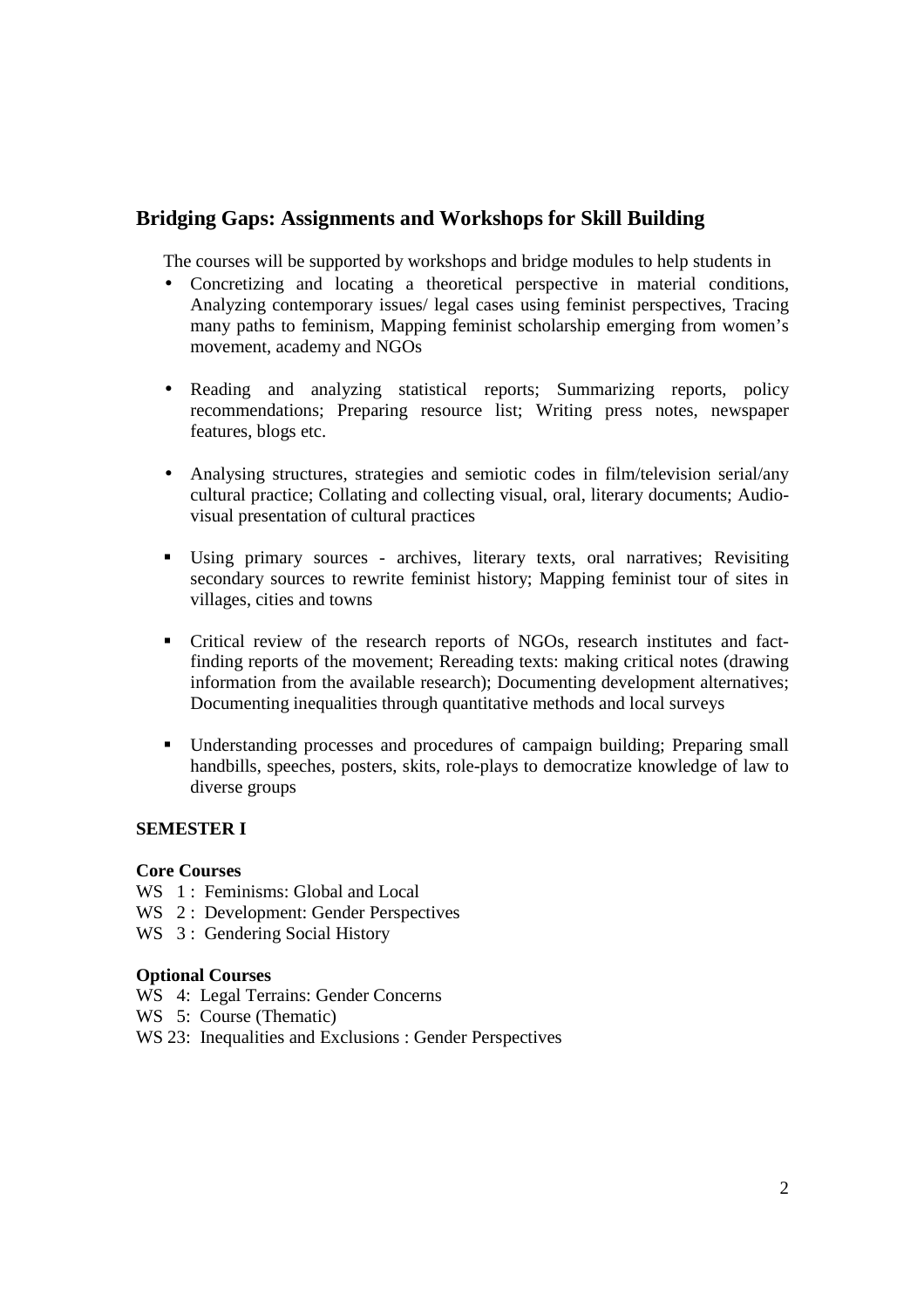## Bridging Gaps: Assignments and Workshops for Skill Building

The courses will be supported by workshops and bridge modules to help students in

- Concretizing and locating a theoretical perspective in material conditions, Analyzing contemporary issues/ legal cases using feminist perspectives, Tracing many paths to feminism, Mapping feminist scholarship emerging from women's movement, academy and NGOs
- Reading and analyzing statistical reports; Summarizing reports, policy recommendations; Preparing resource list; Writing press notes, newspaper features, blogs etc.
- Analysing structures, strategies and semiotic codes in film/television serial/any cultural practice; Collating and collecting visual, oral, literary documents; Audio-visual presentation of cultural practices
- Using primary sources - archives, literary texts, oral narratives; Revisiting secondary sources to rewrite feminist history; Mapping feminist tour of sites in villages, cities and towns
- Critical review of the research reports of NGOs, research institutes and fact-finding reports of the movement; Rereading texts: making critical notes (drawing information from the available research); Documenting development alternatives; Documenting inequalities through quantitative methods and local surveys
- Understanding processes and procedures of campaign building; Preparing small handbills, speeches, posters, skits, role-plays to democratize knowledge of law to diverse groups

**SEMESTER I**

**Core Courses**

WS 1 : Feminisms: Global and Local
WS 2 : Development: Gender Perspectives
WS 3 : Gendering Social History

**Optional Courses**

WS 4: Legal Terrains: Gender Concerns
WS 5: Course (Thematic)
WS 23: Inequalities and Exclusions : Gender Perspectives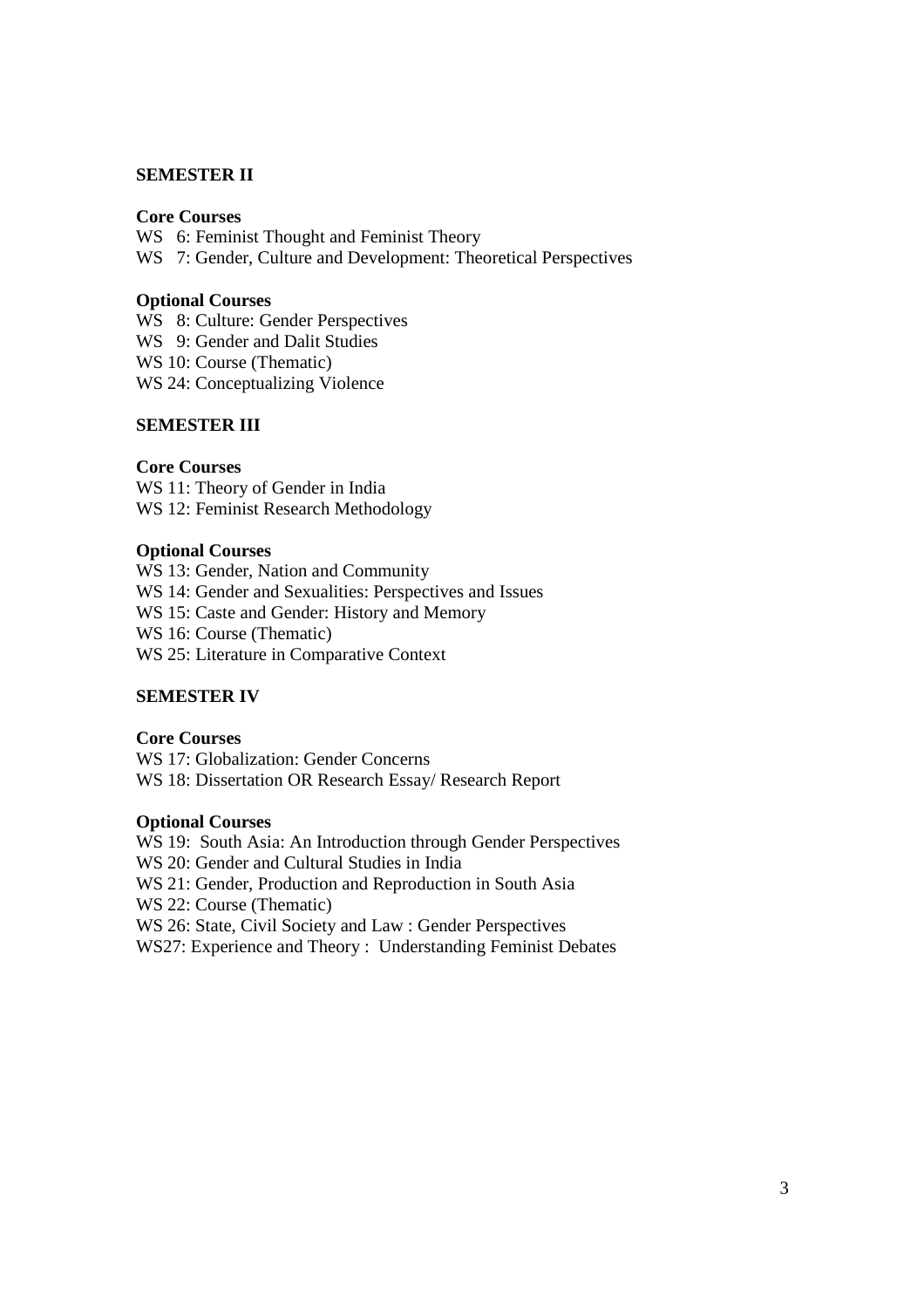## SEMESTER II

### Core Courses

WS 6: Feminist Thought and Feminist Theory
WS 7: Gender, Culture and Development: Theoretical Perspectives

### Optional Courses

WS 8: Culture: Gender Perspectives
WS 9: Gender and Dalit Studies
WS 10: Course (Thematic)
WS 24: Conceptualizing Violence

## SEMESTER III

### Core Courses

WS 11: Theory of Gender in India
WS 12: Feminist Research Methodology

### Optional Courses

WS 13: Gender, Nation and Community
WS 14: Gender and Sexualities: Perspectives and Issues
WS 15: Caste and Gender: History and Memory
WS 16: Course (Thematic)
WS 25: Literature in Comparative Context

## SEMESTER IV

### Core Courses

WS 17: Globalization: Gender Concerns
WS 18: Dissertation OR Research Essay/ Research Report

### Optional Courses

WS 19: South Asia: An Introduction through Gender Perspectives
WS 20: Gender and Cultural Studies in India
WS 21: Gender, Production and Reproduction in South Asia
WS 22: Course (Thematic)
WS 26: State, Civil Society and Law : Gender Perspectives
WS27: Experience and Theory : Understanding Feminist Debates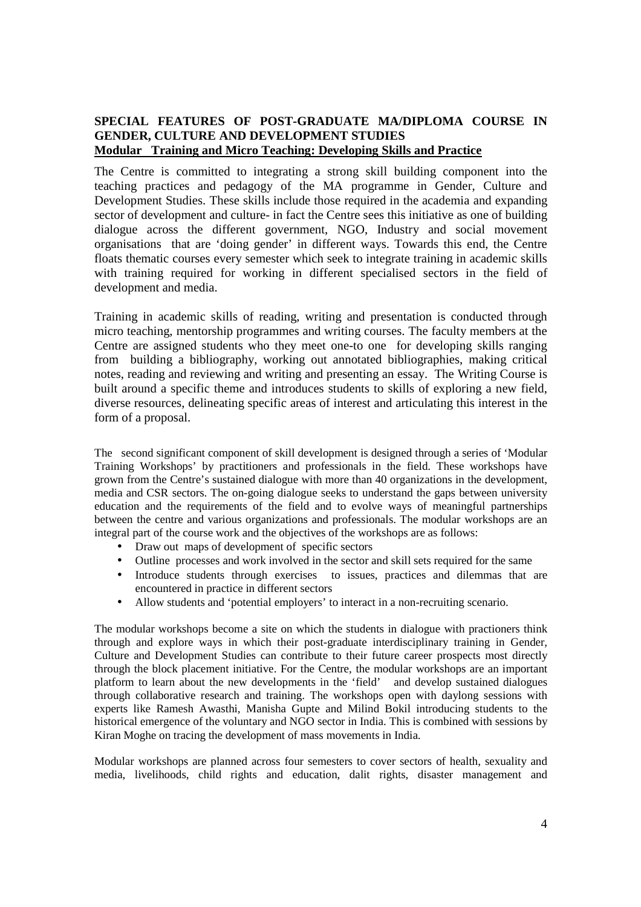**SPECIAL FEATURES OF POST-GRADUATE MA/DIPLOMA COURSE IN GENDER, CULTURE AND DEVELOPMENT STUDIES**

**Modular Training and Micro Teaching: Developing Skills and Practice**

The Centre is committed to integrating a strong skill building component into the teaching practices and pedagogy of the MA programme in Gender, Culture and Development Studies. These skills include those required in the academia and expanding sector of development and culture- in fact the Centre sees this initiative as one of building dialogue across the different government, NGO, Industry and social movement organisations that are 'doing gender' in different ways. Towards this end, the Centre floats thematic courses every semester which seek to integrate training in academic skills with training required for working in different specialised sectors in the field of development and media.

Training in academic skills of reading, writing and presentation is conducted through micro teaching, mentorship programmes and writing courses. The faculty members at the Centre are assigned students who they meet one-to one for developing skills ranging from building a bibliography, working out annotated bibliographies, making critical notes, reading and reviewing and writing and presenting an essay. The Writing Course is built around a specific theme and introduces students to skills of exploring a new field, diverse resources, delineating specific areas of interest and articulating this interest in the form of a proposal.

The second significant component of skill development is designed through a series of 'Modular Training Workshops' by practitioners and professionals in the field. These workshops have grown from the Centre's sustained dialogue with more than 40 organizations in the development, media and CSR sectors. The on-going dialogue seeks to understand the gaps between university education and the requirements of the field and to evolve ways of meaningful partnerships between the centre and various organizations and professionals. The modular workshops are an integral part of the course work and the objectives of the workshops are as follows:

- Draw out maps of development of specific sectors
- Outline processes and work involved in the sector and skill sets required for the same
- Introduce students through exercises to issues, practices and dilemmas that are encountered in practice in different sectors
- Allow students and 'potential employers' to interact in a non-recruiting scenario.

The modular workshops become a site on which the students in dialogue with practioners think through and explore ways in which their post-graduate interdisciplinary training in Gender, Culture and Development Studies can contribute to their future career prospects most directly through the block placement initiative. For the Centre, the modular workshops are an important platform to learn about the new developments in the 'field' and develop sustained dialogues through collaborative research and training. The workshops open with daylong sessions with experts like Ramesh Awasthi, Manisha Gupte and Milind Bokil introducing students to the historical emergence of the voluntary and NGO sector in India. This is combined with sessions by Kiran Moghe on tracing the development of mass movements in India.

Modular workshops are planned across four semesters to cover sectors of health, sexuality and media, livelihoods, child rights and education, dalit rights, disaster management and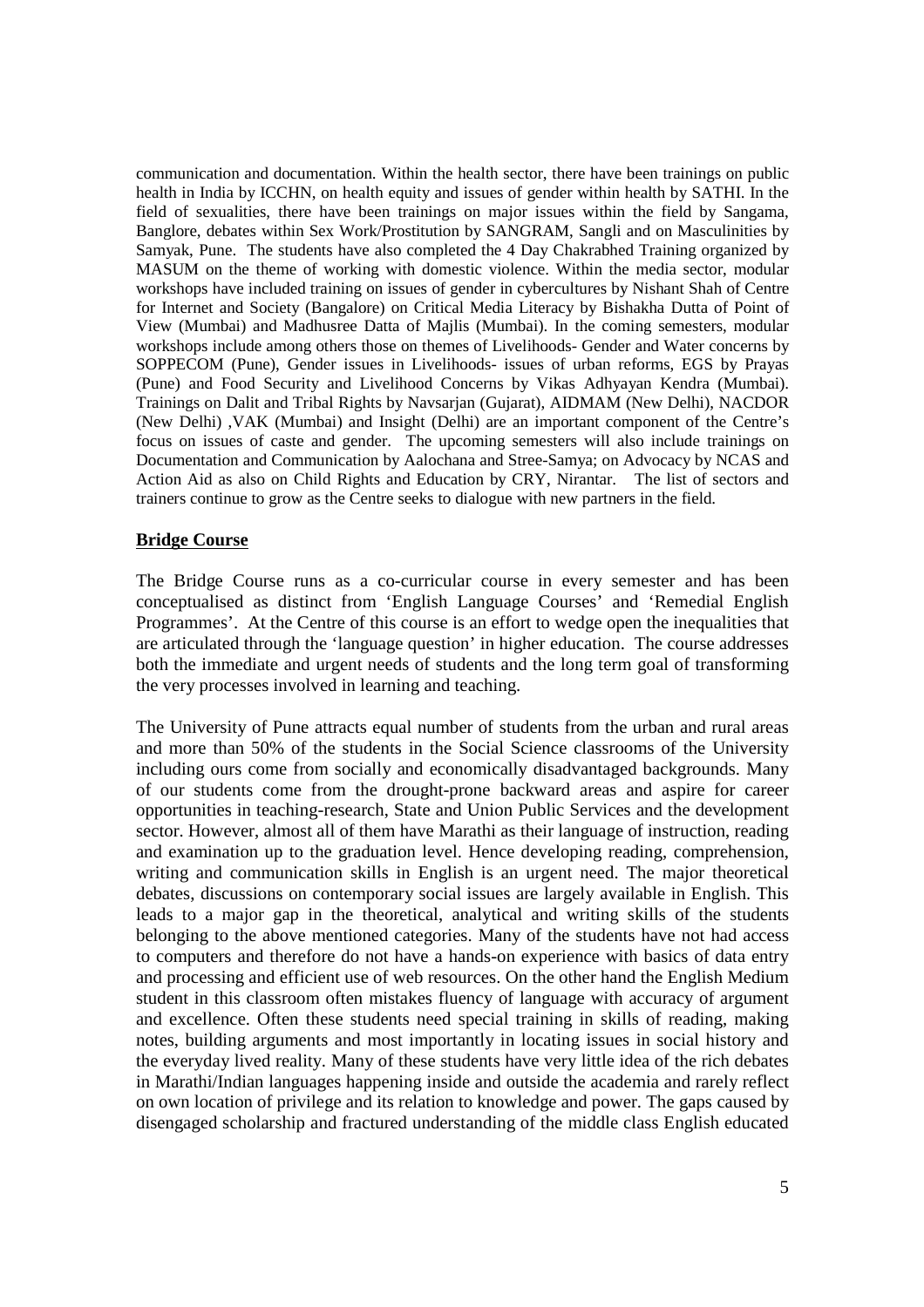communication and documentation. Within the health sector, there have been trainings on public health in India by ICCHN, on health equity and issues of gender within health by SATHI. In the field of sexualities, there have been trainings on major issues within the field by Sangama, Banglore, debates within Sex Work/Prostitution by SANGRAM, Sangli and on Masculinities by Samyak, Pune. The students have also completed the 4 Day Chakrabhed Training organized by MASUM on the theme of working with domestic violence. Within the media sector, modular workshops have included training on issues of gender in cybercultures by Nishant Shah of Centre for Internet and Society (Bangalore) on Critical Media Literacy by Bishakha Dutta of Point of View (Mumbai) and Madhusree Datta of Majlis (Mumbai). In the coming semesters, modular workshops include among others those on themes of Livelihoods- Gender and Water concerns by SOPPECOM (Pune), Gender issues in Livelihoods- issues of urban reforms, EGS by Prayas (Pune) and Food Security and Livelihood Concerns by Vikas Adhyayan Kendra (Mumbai). Trainings on Dalit and Tribal Rights by Navsarjan (Gujarat), AIDMAM (New Delhi), NACDOR (New Delhi) ,VAK (Mumbai) and Insight (Delhi) are an important component of the Centre's focus on issues of caste and gender. The upcoming semesters will also include trainings on Documentation and Communication by Aalochana and Stree-Samya; on Advocacy by NCAS and Action Aid as also on Child Rights and Education by CRY, Nirantar. The list of sectors and trainers continue to grow as the Centre seeks to dialogue with new partners in the field.

## Bridge Course

The Bridge Course runs as a co-curricular course in every semester and has been conceptualised as distinct from 'English Language Courses' and 'Remedial English Programmes'. At the Centre of this course is an effort to wedge open the inequalities that are articulated through the 'language question' in higher education. The course addresses both the immediate and urgent needs of students and the long term goal of transforming the very processes involved in learning and teaching.

The University of Pune attracts equal number of students from the urban and rural areas and more than 50% of the students in the Social Science classrooms of the University including ours come from socially and economically disadvantaged backgrounds. Many of our students come from the drought-prone backward areas and aspire for career opportunities in teaching-research, State and Union Public Services and the development sector. However, almost all of them have Marathi as their language of instruction, reading and examination up to the graduation level. Hence developing reading, comprehension, writing and communication skills in English is an urgent need. The major theoretical debates, discussions on contemporary social issues are largely available in English. This leads to a major gap in the theoretical, analytical and writing skills of the students belonging to the above mentioned categories. Many of the students have not had access to computers and therefore do not have a hands-on experience with basics of data entry and processing and efficient use of web resources. On the other hand the English Medium student in this classroom often mistakes fluency of language with accuracy of argument and excellence. Often these students need special training in skills of reading, making notes, building arguments and most importantly in locating issues in social history and the everyday lived reality. Many of these students have very little idea of the rich debates in Marathi/Indian languages happening inside and outside the academia and rarely reflect on own location of privilege and its relation to knowledge and power. The gaps caused by disengaged scholarship and fractured understanding of the middle class English educated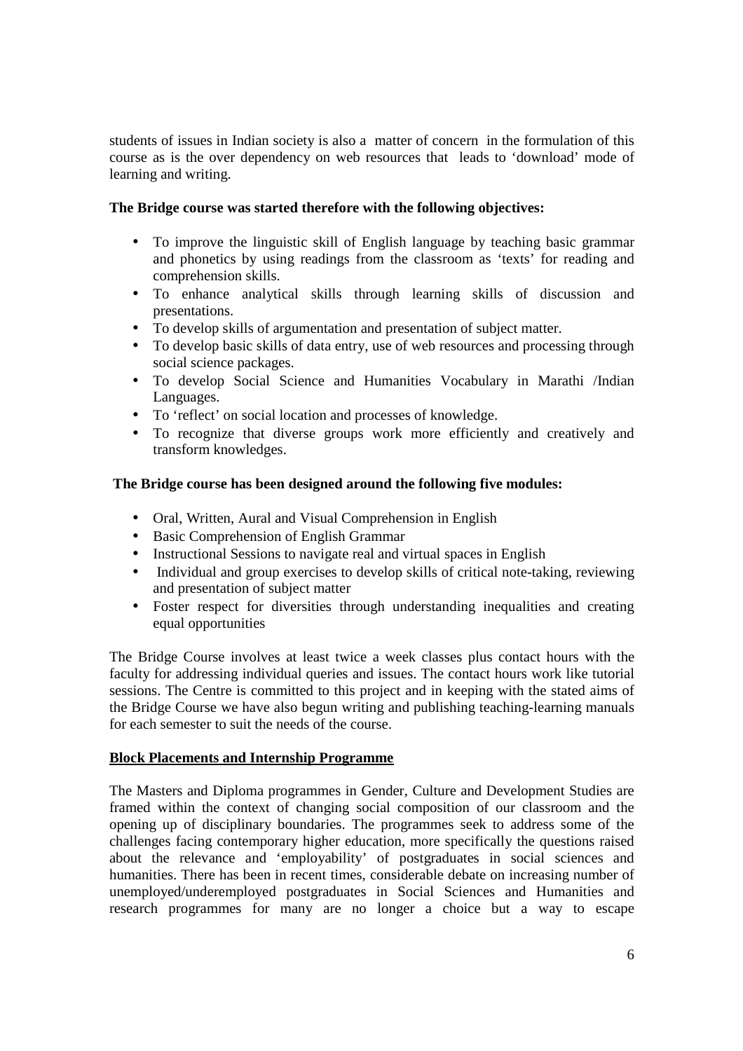students of issues in Indian society is also a matter of concern in the formulation of this course as is the over dependency on web resources that leads to 'download' mode of learning and writing.

**The Bridge course was started therefore with the following objectives:**

- To improve the linguistic skill of English language by teaching basic grammar and phonetics by using readings from the classroom as 'texts' for reading and comprehension skills.
- To enhance analytical skills through learning skills of discussion and presentations.
- To develop skills of argumentation and presentation of subject matter.
- To develop basic skills of data entry, use of web resources and processing through social science packages.
- To develop Social Science and Humanities Vocabulary in Marathi /Indian Languages.
- To 'reflect' on social location and processes of knowledge.
- To recognize that diverse groups work more efficiently and creatively and transform knowledges.

**The Bridge course has been designed around the following five modules:**

- Oral, Written, Aural and Visual Comprehension in English
- Basic Comprehension of English Grammar
- Instructional Sessions to navigate real and virtual spaces in English
- Individual and group exercises to develop skills of critical note-taking, reviewing and presentation of subject matter
- Foster respect for diversities through understanding inequalities and creating equal opportunities

The Bridge Course involves at least twice a week classes plus contact hours with the faculty for addressing individual queries and issues. The contact hours work like tutorial sessions. The Centre is committed to this project and in keeping with the stated aims of the Bridge Course we have also begun writing and publishing teaching-learning manuals for each semester to suit the needs of the course.

**Block Placements and Internship Programme**

The Masters and Diploma programmes in Gender, Culture and Development Studies are framed within the context of changing social composition of our classroom and the opening up of disciplinary boundaries. The programmes seek to address some of the challenges facing contemporary higher education, more specifically the questions raised about the relevance and 'employability' of postgraduates in social sciences and humanities. There has been in recent times, considerable debate on increasing number of unemployed/underemployed postgraduates in Social Sciences and Humanities and research programmes for many are no longer a choice but a way to escape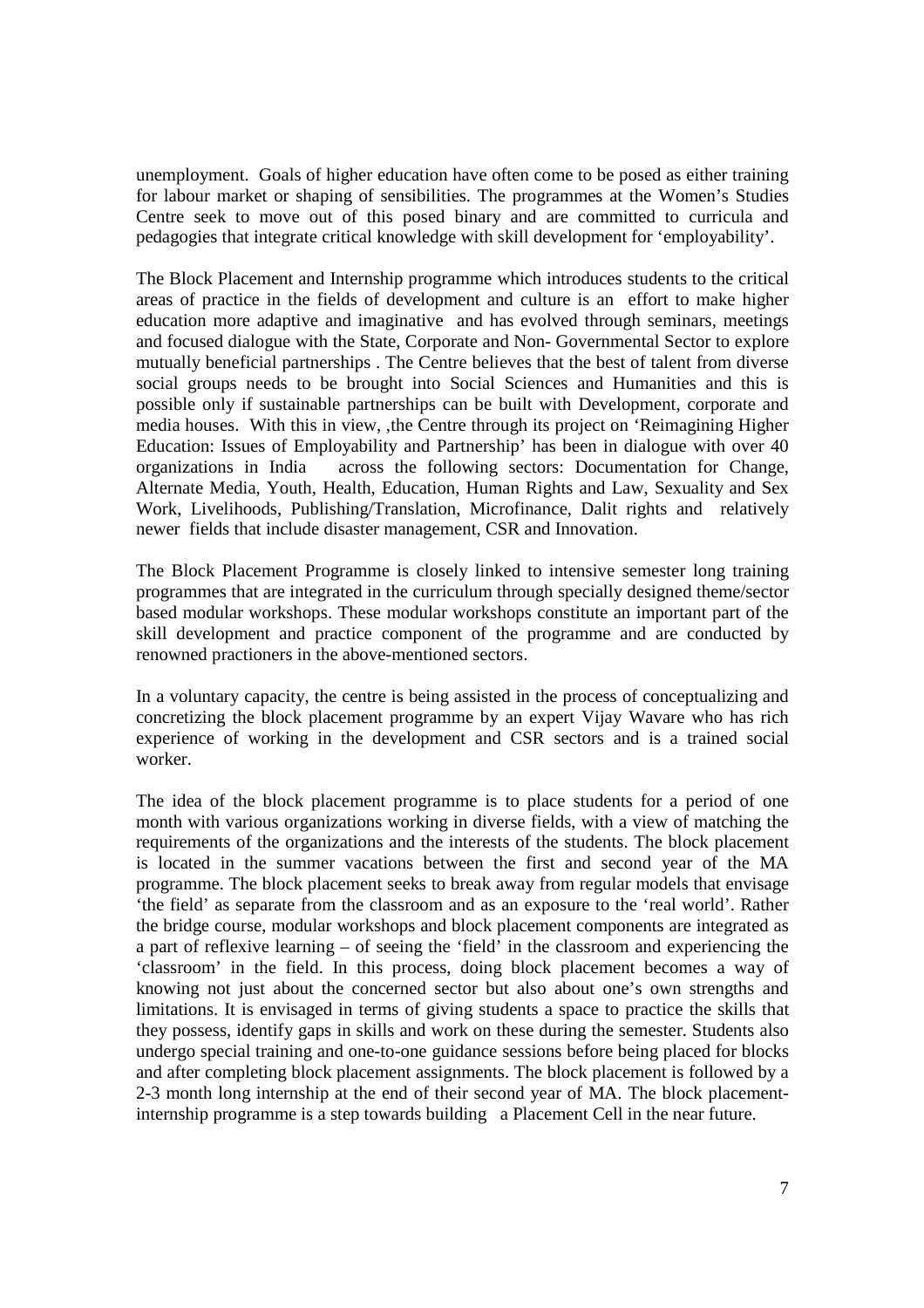unemployment. Goals of higher education have often come to be posed as either training for labour market or shaping of sensibilities. The programmes at the Women's Studies Centre seek to move out of this posed binary and are committed to curricula and pedagogies that integrate critical knowledge with skill development for 'employability'.

The Block Placement and Internship programme which introduces students to the critical areas of practice in the fields of development and culture is an effort to make higher education more adaptive and imaginative and has evolved through seminars, meetings and focused dialogue with the State, Corporate and Non- Governmental Sector to explore mutually beneficial partnerships . The Centre believes that the best of talent from diverse social groups needs to be brought into Social Sciences and Humanities and this is possible only if sustainable partnerships can be built with Development, corporate and media houses. With this in view, ,the Centre through its project on 'Reimagining Higher Education: Issues of Employability and Partnership' has been in dialogue with over 40 organizations in India across the following sectors: Documentation for Change, Alternate Media, Youth, Health, Education, Human Rights and Law, Sexuality and Sex Work, Livelihoods, Publishing/Translation, Microfinance, Dalit rights and relatively newer fields that include disaster management, CSR and Innovation.

The Block Placement Programme is closely linked to intensive semester long training programmes that are integrated in the curriculum through specially designed theme/sector based modular workshops. These modular workshops constitute an important part of the skill development and practice component of the programme and are conducted by renowned practioners in the above-mentioned sectors.

In a voluntary capacity, the centre is being assisted in the process of conceptualizing and concretizing the block placement programme by an expert Vijay Waware who has rich experience of working in the development and CSR sectors and is a trained social worker.

The idea of the block placement programme is to place students for a period of one month with various organizations working in diverse fields, with a view of matching the requirements of the organizations and the interests of the students. The block placement is located in the summer vacations between the first and second year of the MA programme. The block placement seeks to break away from regular models that envisage 'the field' as separate from the classroom and as an exposure to the 'real world'. Rather the bridge course, modular workshops and block placement components are integrated as a part of reflexive learning – of seeing the 'field' in the classroom and experiencing the 'classroom' in the field. In this process, doing block placement becomes a way of knowing not just about the concerned sector but also about one's own strengths and limitations. It is envisaged in terms of giving students a space to practice the skills that they possess, identify gaps in skills and work on these during the semester. Students also undergo special training and one-to-one guidance sessions before being placed for blocks and after completing block placement assignments. The block placement is followed by a 2-3 month long internship at the end of their second year of MA. The block placement-internship programme is a step towards building a Placement Cell in the near future.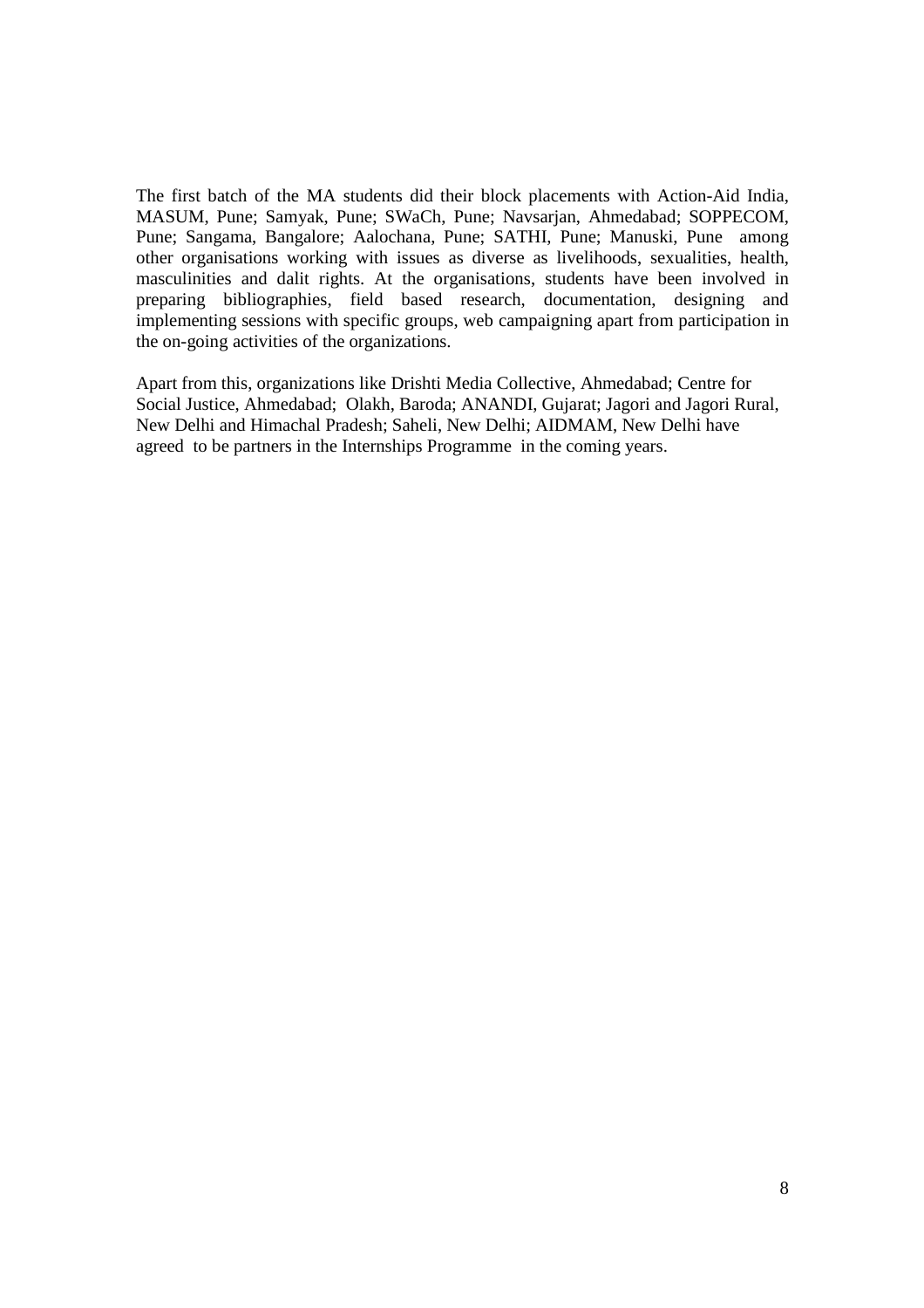The first batch of the MA students did their block placements with Action-Aid India, MASUM, Pune; Samyak, Pune; SWaCh, Pune; Navsarjan, Ahmedabad; SOPPECOM, Pune; Sangama, Bangalore; Aalochana, Pune; SATHI, Pune; Manuski, Pune among other organisations working with issues as diverse as livelihoods, sexualities, health, masculinities and dalit rights. At the organisations, students have been involved in preparing bibliographies, field based research, documentation, designing and implementing sessions with specific groups, web campaigning apart from participation in the on-going activities of the organizations.

Apart from this, organizations like Drishti Media Collective, Ahmedabad; Centre for Social Justice, Ahmedabad; Olakh, Baroda; ANANDI, Gujarat; Jagori and Jagori Rural, New Delhi and Himachal Pradesh; Saheli, New Delhi; AIDMAM, New Delhi have agreed to be partners in the Internships Programme in the coming years.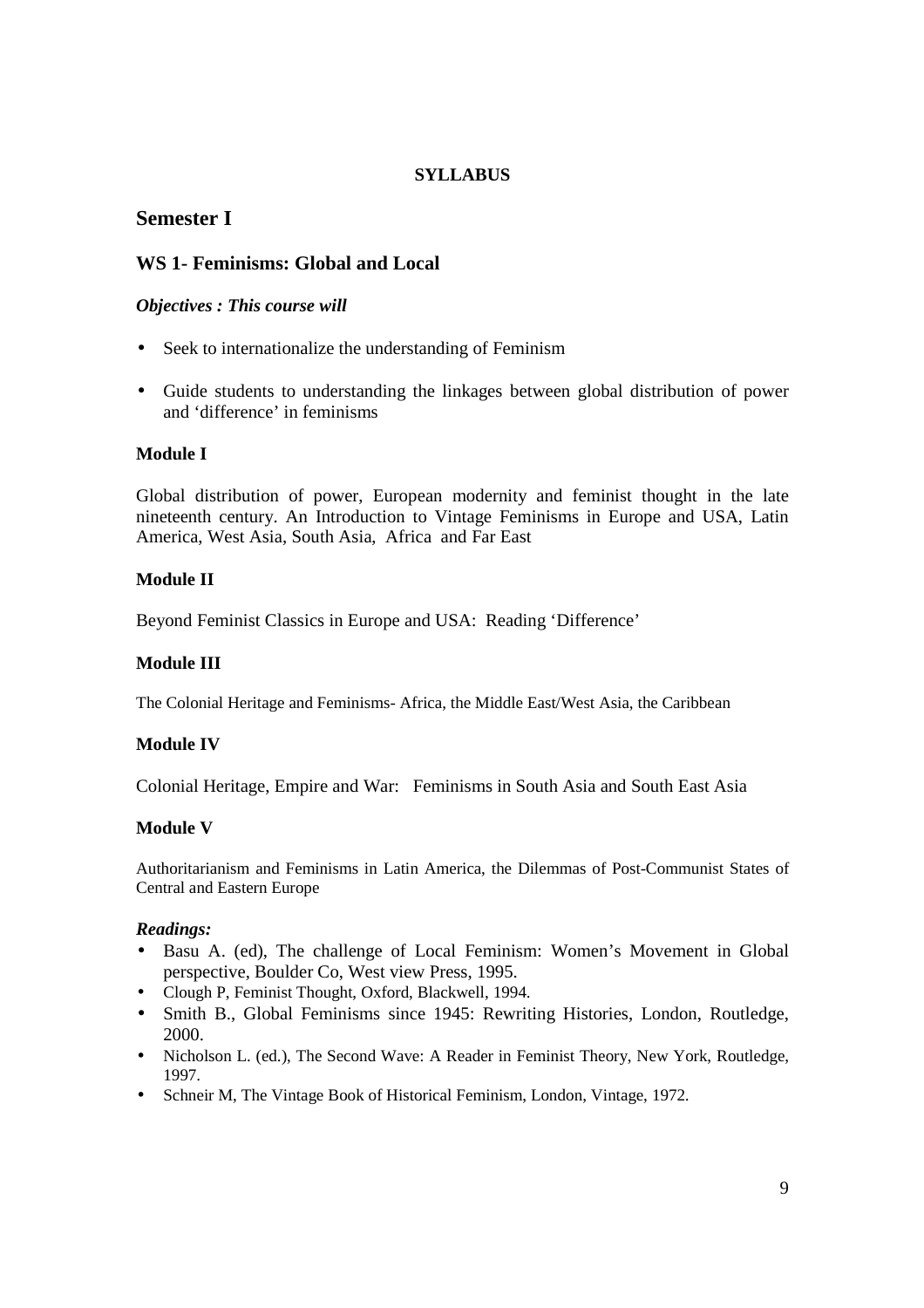**SYLLABUS**

# Semester I

## WS 1- Feminisms: Global and Local

***Objectives : This course will***

- Seek to internationalize the understanding of Feminism
- Guide students to understanding the linkages between global distribution of power and 'difference' in feminisms

### Module I

Global distribution of power, European modernity and feminist thought in the late nineteenth century. An Introduction to Vintage Feminisms in Europe and USA, Latin America, West Asia, South Asia, Africa and Far East

### Module II

Beyond Feminist Classics in Europe and USA: Reading 'Difference'

### Module III

The Colonial Heritage and Feminisms- Africa, the Middle East/West Asia, the Caribbean

### Module IV

Colonial Heritage, Empire and War: Feminisms in South Asia and South East Asia

### Module V

Authoritarianism and Feminisms in Latin America, the Dilemmas of Post-Communist States of Central and Eastern Europe

***Readings:***

- Basu A. (ed), The challenge of Local Feminism: Women's Movement in Global perspective, Boulder Co, West view Press, 1995.
- Clough P, Feminist Thought, Oxford, Blackwell, 1994.
- Smith B., Global Feminisms since 1945: Rewriting Histories, London, Routledge, 2000.
- Nicholson L. (ed.), The Second Wave: A Reader in Feminist Theory, New York, Routledge, 1997.
- Schneir M, The Vintage Book of Historical Feminism, London, Vintage, 1972.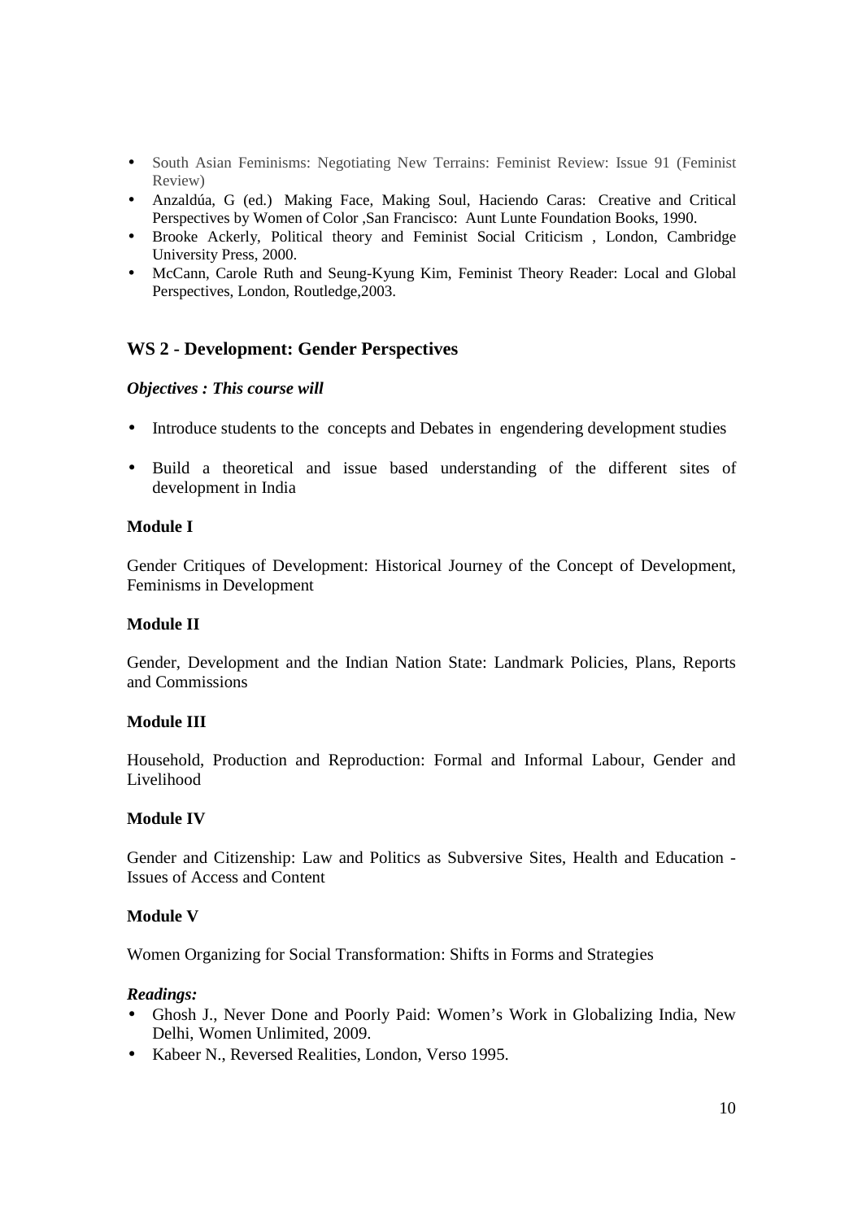- South Asian Feminisms: Negotiating New Terrains: Feminist Review: Issue 91 (Feminist Review)
- Anzaldúa, G (ed.) Making Face, Making Soul, Haciendo Caras: Creative and Critical Perspectives by Women of Color ,San Francisco: Aunt Lunte Foundation Books, 1990.
- Brooke Ackerly, Political theory and Feminist Social Criticism , London, Cambridge University Press, 2000.
- McCann, Carole Ruth and Seung-Kyung Kim, Feminist Theory Reader: Local and Global Perspectives, London, Routledge,2003.

## WS 2 - Development: Gender Perspectives

***Objectives : This course will***

- Introduce students to the concepts and Debates in engendering development studies
- Build a theoretical and issue based understanding of the different sites of development in India

**Module I**

Gender Critiques of Development: Historical Journey of the Concept of Development, Feminisms in Development

**Module II**

Gender, Development and the Indian Nation State: Landmark Policies, Plans, Reports and Commissions

**Module III**

Household, Production and Reproduction: Formal and Informal Labour, Gender and Livelihood

**Module IV**

Gender and Citizenship: Law and Politics as Subversive Sites, Health and Education - Issues of Access and Content

**Module V**

Women Organizing for Social Transformation: Shifts in Forms and Strategies

***Readings:***

- Ghosh J., Never Done and Poorly Paid: Women's Work in Globalizing India, New Delhi, Women Unlimited, 2009.
- Kabeer N., Reversed Realities, London, Verso 1995.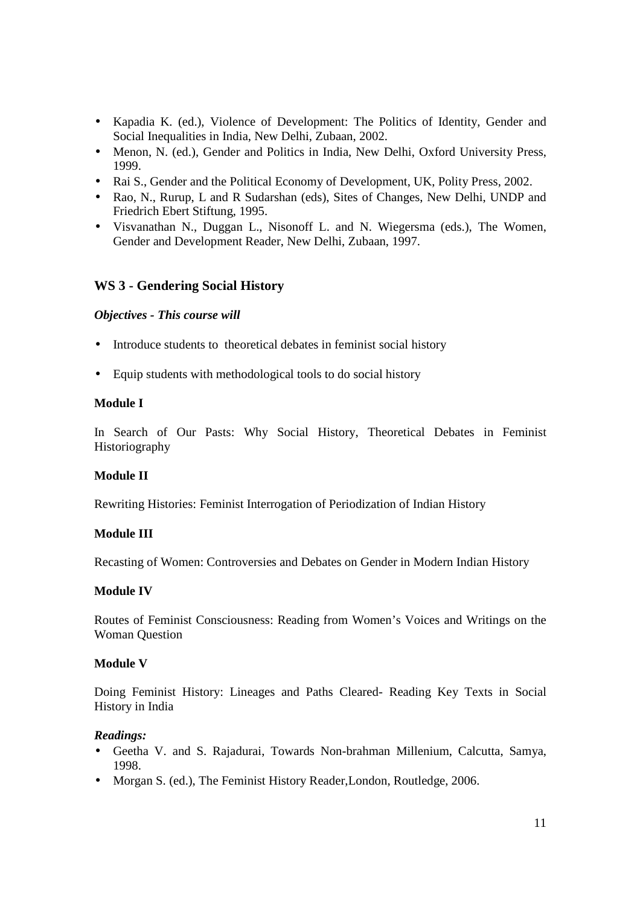- Kapadia K. (ed.), Violence of Development: The Politics of Identity, Gender and Social Inequalities in India, New Delhi, Zubaan, 2002.
- Menon, N. (ed.), Gender and Politics in India, New Delhi, Oxford University Press, 1999.
- Rai S., Gender and the Political Economy of Development, UK, Polity Press, 2002.
- Rao, N., Rurup, L and R Sudarshan (eds), Sites of Changes, New Delhi, UNDP and Friedrich Ebert Stiftung, 1995.
- Visvanathan N., Duggan L., Nisonoff L. and N. Wiegersma (eds.), The Women, Gender and Development Reader, New Delhi, Zubaan, 1997.

### WS 3 - Gendering Social History

***Objectives - This course will***

- Introduce students to theoretical debates in feminist social history
- Equip students with methodological tools to do social history

**Module I**

In Search of Our Pasts: Why Social History, Theoretical Debates in Feminist Historiography

**Module II**

Rewriting Histories: Feminist Interrogation of Periodization of Indian History

**Module III**

Recasting of Women: Controversies and Debates on Gender in Modern Indian History

**Module IV**

Routes of Feminist Consciousness: Reading from Women's Voices and Writings on the Woman Question

**Module V**

Doing Feminist History: Lineages and Paths Cleared- Reading Key Texts in Social History in India

***Readings:***

- Geetha V. and S. Rajadurai, Towards Non-brahman Millenium, Calcutta, Samya, 1998.
- Morgan S. (ed.), The Feminist History Reader,London, Routledge, 2006.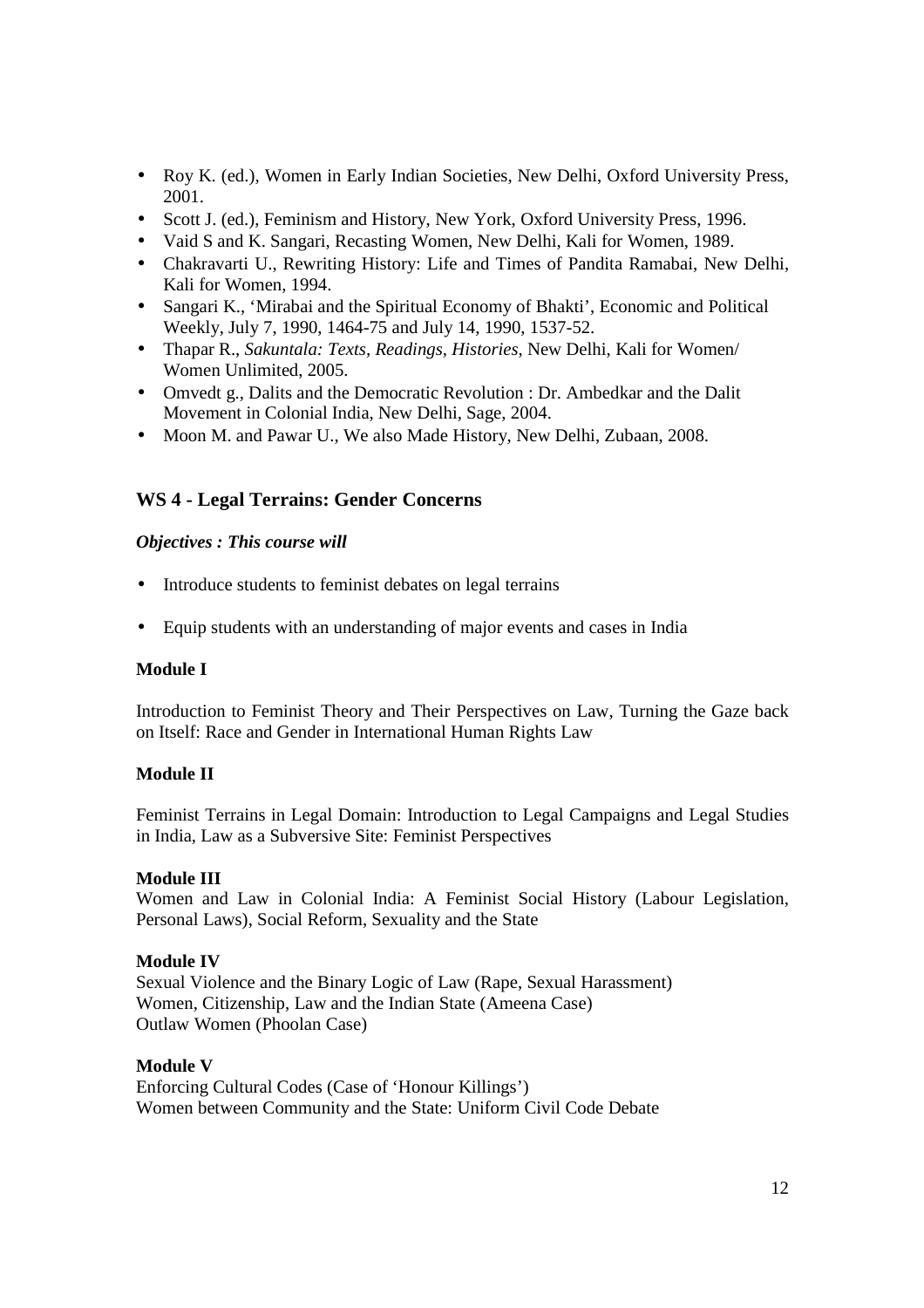- Roy K. (ed.), Women in Early Indian Societies, New Delhi, Oxford University Press, 2001.
- Scott J. (ed.), Feminism and History, New York, Oxford University Press, 1996.
- Vaid S and K. Sangari, Recasting Women, New Delhi, Kali for Women, 1989.
- Chakravarti U., Rewriting History: Life and Times of Pandita Ramabai, New Delhi, Kali for Women, 1994.
- Sangari K., 'Mirabai and the Spiritual Economy of Bhakti', Economic and Political Weekly, July 7, 1990, 1464-75 and July 14, 1990, 1537-52.
- Thapar R., *Sakuntala: Texts, Readings, Histories*, New Delhi, Kali for Women/ Women Unlimited, 2005.
- Omvedt g., Dalits and the Democratic Revolution : Dr. Ambedkar and the Dalit Movement in Colonial India, New Delhi, Sage, 2004.
- Moon M. and Pawar U., We also Made History, New Delhi, Zubaan, 2008.

## WS 4 - Legal Terrains: Gender Concerns

***Objectives : This course will***

- Introduce students to feminist debates on legal terrains
- Equip students with an understanding of major events and cases in India

**Module I**

Introduction to Feminist Theory and Their Perspectives on Law, Turning the Gaze back on Itself: Race and Gender in International Human Rights Law

**Module II**

Feminist Terrains in Legal Domain: Introduction to Legal Campaigns and Legal Studies in India, Law as a Subversive Site: Feminist Perspectives

**Module III**

Women and Law in Colonial India: A Feminist Social History (Labour Legislation, Personal Laws), Social Reform, Sexuality and the State

**Module IV**

Sexual Violence and the Binary Logic of Law (Rape, Sexual Harassment)
Women, Citizenship, Law and the Indian State (Ameena Case)
Outlaw Women (Phoolan Case)

**Module V**

Enforcing Cultural Codes (Case of 'Honour Killings')
Women between Community and the State: Uniform Civil Code Debate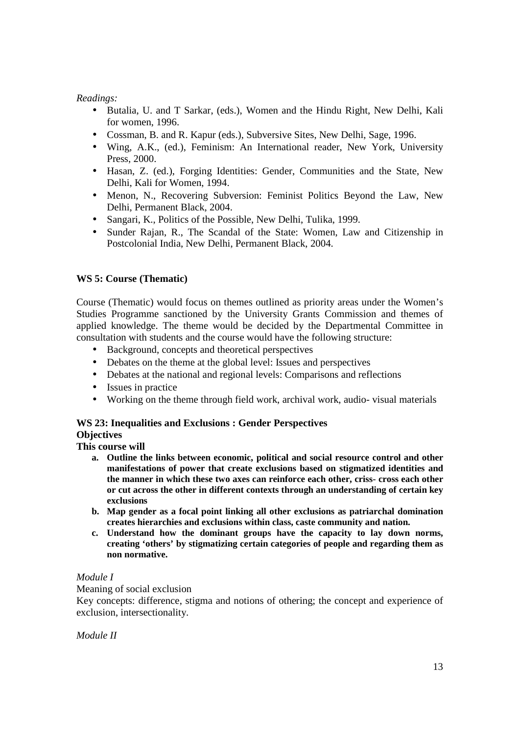*Readings:*

- Butalia, U. and T Sarkar, (eds.), Women and the Hindu Right, New Delhi, Kali for women, 1996.
- Cossman, B. and R. Kapur (eds.), Subversive Sites, New Delhi, Sage, 1996.
- Wing, A.K., (ed.), Feminism: An International reader, New York, University Press, 2000.
- Hasan, Z. (ed.), Forging Identities: Gender, Communities and the State, New Delhi, Kali for Women, 1994.
- Menon, N., Recovering Subversion: Feminist Politics Beyond the Law, New Delhi, Permanent Black, 2004.
- Sangari, K., Politics of the Possible, New Delhi, Tulika, 1999.
- Sunder Rajan, R., The Scandal of the State: Women, Law and Citizenship in Postcolonial India, New Delhi, Permanent Black, 2004.

**WS 5: Course (Thematic)**

Course (Thematic) would focus on themes outlined as priority areas under the Women's Studies Programme sanctioned by the University Grants Commission and themes of applied knowledge. The theme would be decided by the Departmental Committee in consultation with students and the course would have the following structure:

- Background, concepts and theoretical perspectives
- Debates on the theme at the global level: Issues and perspectives
- Debates at the national and regional levels: Comparisons and reflections
- Issues in practice
- Working on the theme through field work, archival work, audio- visual materials

**WS 23: Inequalities and Exclusions : Gender Perspectives**
**Objectives**
**This course will**

a. **Outline the links between economic, political and social resource control and other manifestations of power that create exclusions based on stigmatized identities and the manner in which these two axes can reinforce each other, criss- cross each other or cut across the other in different contexts through an understanding of certain key exclusions**
b. **Map gender as a focal point linking all other exclusions as patriarchal domination creates hierarchies and exclusions within class, caste community and nation.**
c. **Understand how the dominant groups have the capacity to lay down norms, creating 'others' by stigmatizing certain categories of people and regarding them as non normative.**

*Module I*

Meaning of social exclusion

Key concepts: difference, stigma and notions of othering; the concept and experience of exclusion, intersectionality.

*Module II*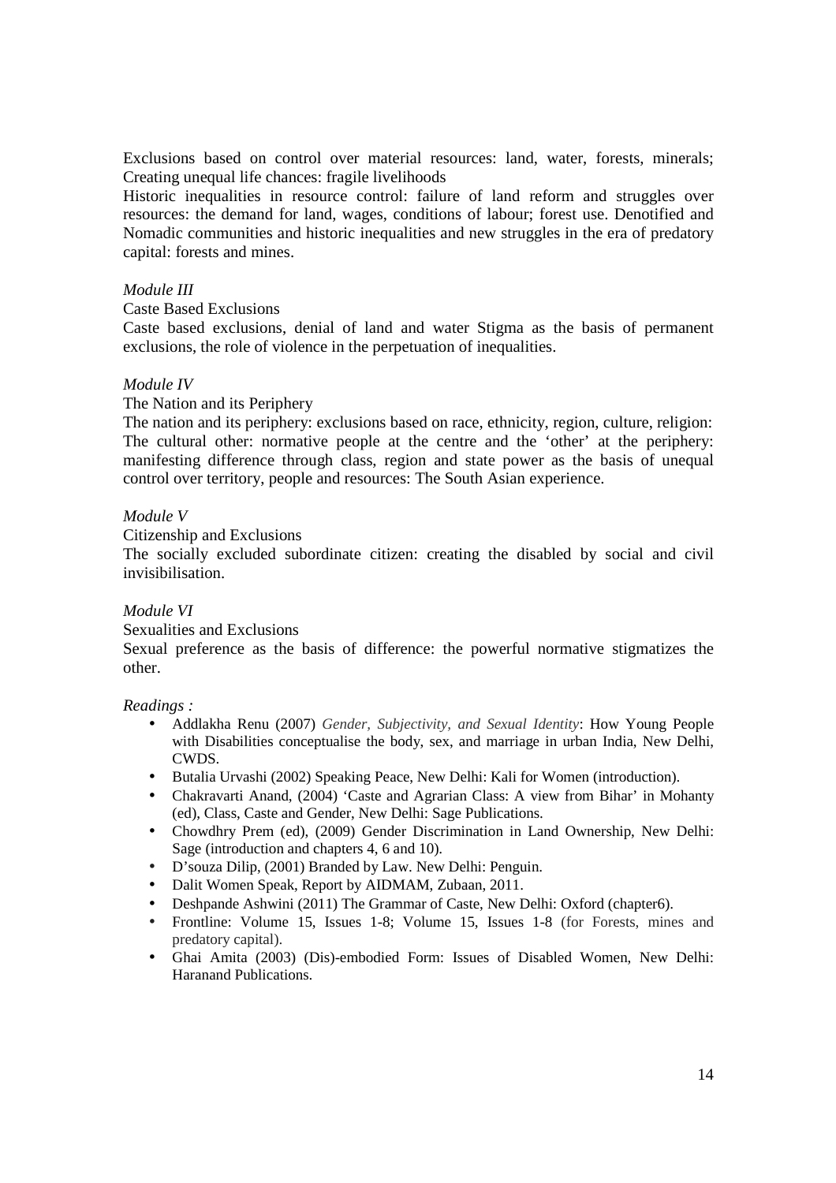Exclusions based on control over material resources: land, water, forests, minerals; Creating unequal life chances: fragile livelihoods

Historic inequalities in resource control: failure of land reform and struggles over resources: the demand for land, wages, conditions of labour; forest use. Denotified and Nomadic communities and historic inequalities and new struggles in the era of predatory capital: forests and mines.

*Module III*

Caste Based Exclusions

Caste based exclusions, denial of land and water Stigma as the basis of permanent exclusions, the role of violence in the perpetuation of inequalities.

*Module IV*

The Nation and its Periphery

The nation and its periphery: exclusions based on race, ethnicity, region, culture, religion: The cultural other: normative people at the centre and the 'other' at the periphery: manifesting difference through class, region and state power as the basis of unequal control over territory, people and resources: The South Asian experience.

*Module V*

Citizenship and Exclusions

The socially excluded subordinate citizen: creating the disabled by social and civil invisibilisation.

*Module VI*

Sexualities and Exclusions

Sexual preference as the basis of difference: the powerful normative stigmatizes the other.

*Readings :*

- Addlakha Renu (2007) *Gender, Subjectivity, and Sexual Identity*: How Young People with Disabilities conceptualise the body, sex, and marriage in urban India, New Delhi, CWDS.
- Butalia Urvashi (2002) Speaking Peace, New Delhi: Kali for Women (introduction).
- Chakravarti Anand, (2004) 'Caste and Agrarian Class: A view from Bihar' in Mohanty (ed), Class, Caste and Gender, New Delhi: Sage Publications.
- Chowdhry Prem (ed), (2009) Gender Discrimination in Land Ownership, New Delhi: Sage (introduction and chapters 4, 6 and 10).
- D'souza Dilip, (2001) Branded by Law. New Delhi: Penguin.
- Dalit Women Speak, Report by AIDMAM, Zubaan, 2011.
- Deshpande Ashwini (2011) The Grammar of Caste, New Delhi: Oxford (chapter6).
- Frontline: Volume 15, Issues 1-8; Volume 15, Issues 1-8 (for Forests, mines and predatory capital).
- Ghai Amita (2003) (Dis)-embodied Form: Issues of Disabled Women, New Delhi: Haranand Publications.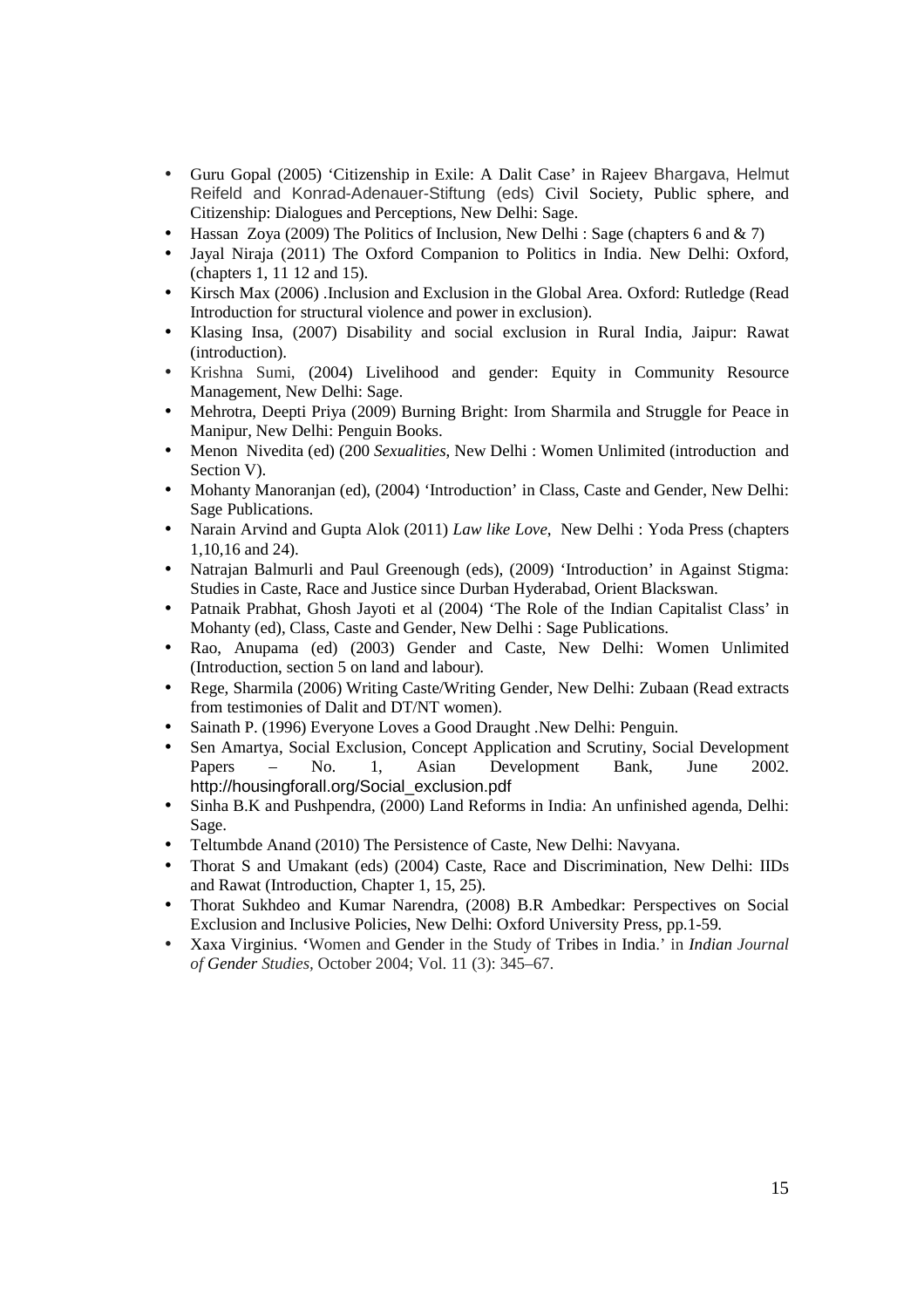- Guru Gopal (2005) 'Citizenship in Exile: A Dalit Case' in Rajeev Bhargava, Helmut Reifeld and Konrad-Adenauer-Stiftung (eds) Civil Society, Public sphere, and Citizenship: Dialogues and Perceptions, New Delhi: Sage.
- Hassan Zoya (2009) The Politics of Inclusion, New Delhi : Sage (chapters 6 and & 7)
- Jayal Niraja (2011) The Oxford Companion to Politics in India. New Delhi: Oxford, (chapters 1, 11 12 and 15).
- Kirsch Max (2006) .Inclusion and Exclusion in the Global Area. Oxford: Rutledge (Read Introduction for structural violence and power in exclusion).
- Klasing Insa, (2007) Disability and social exclusion in Rural India, Jaipur: Rawat (introduction).
- Krishna Sumi, (2004) Livelihood and gender: Equity in Community Resource Management, New Delhi: Sage.
- Mehrotra, Deepti Priya (2009) Burning Bright: Irom Sharmila and Struggle for Peace in Manipur, New Delhi: Penguin Books.
- Menon Nivedita (ed) (200 *Sexualities*, New Delhi : Women Unlimited (introduction and Section V).
- Mohanty Manoranjan (ed), (2004) 'Introduction' in Class, Caste and Gender, New Delhi: Sage Publications.
- Narain Arvind and Gupta Alok (2011) *Law like Love*, New Delhi : Yoda Press (chapters 1,10,16 and 24).
- Natrajan Balmurli and Paul Greenough (eds), (2009) 'Introduction' in Against Stigma: Studies in Caste, Race and Justice since Durban Hyderabad, Orient Blackswan.
- Patnaik Prabhat, Ghosh Jayoti et al (2004) 'The Role of the Indian Capitalist Class' in Mohanty (ed), Class, Caste and Gender, New Delhi : Sage Publications.
- Rao, Anupama (ed) (2003) Gender and Caste, New Delhi: Women Unlimited (Introduction, section 5 on land and labour).
- Rege, Sharmila (2006) Writing Caste/Writing Gender, New Delhi: Zubaan (Read extracts from testimonies of Dalit and DT/NT women).
- Sainath P. (1996) Everyone Loves a Good Draught .New Delhi: Penguin.
- Sen Amartya, Social Exclusion, Concept Application and Scrutiny, Social Development Papers – No. 1, Asian Development Bank, June 2002. http://housingforall.org/Social_exclusion.pdf
- Sinha B.K and Pushpendra, (2000) Land Reforms in India: An unfinished agenda, Delhi: Sage.
- Teltumbde Anand (2010) The Persistence of Caste, New Delhi: Navyana.
- Thorat S and Umakant (eds) (2004) Caste, Race and Discrimination, New Delhi: IIDs and Rawat (Introduction, Chapter 1, 15, 25).
- Thorat Sukhdeo and Kumar Narendra, (2008) B.R Ambedkar: Perspectives on Social Exclusion and Inclusive Policies, New Delhi: Oxford University Press, pp.1-59.
- Xaxa Virginius. 'Women and Gender in the Study of Tribes in India.' in *Indian Journal of Gender Studies*, October 2004; Vol. 11 (3): 345–67.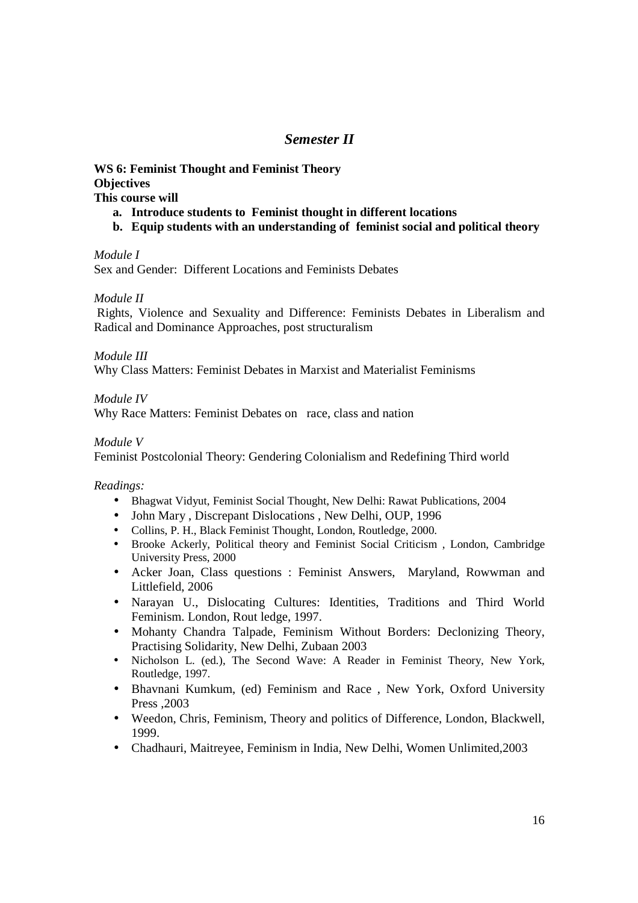## *Semester II*

**WS 6: Feminist Thought and Feminist Theory**
**Objectives**
**This course will**

a. **Introduce students to Feminist thought in different locations**
b. **Equip students with an understanding of feminist social and political theory**

*Module I*
Sex and Gender: Different Locations and Feminists Debates

*Module II*
Rights, Violence and Sexuality and Difference: Feminists Debates in Liberalism and Radical and Dominance Approaches, post structuralism

*Module III*
Why Class Matters: Feminist Debates in Marxist and Materialist Feminisms

*Module IV*
Why Race Matters: Feminist Debates on race, class and nation

*Module V*
Feminist Postcolonial Theory: Gendering Colonialism and Redefining Third world

*Readings:*

- Bhagwat Vidyut, Feminist Social Thought, New Delhi: Rawat Publications, 2004
- John Mary , Discrepant Dislocations , New Delhi, OUP, 1996
- Collins, P. H., Black Feminist Thought, London, Routledge, 2000.
- Brooke Ackerly, Political theory and Feminist Social Criticism , London, Cambridge University Press, 2000
- Acker Joan, Class questions : Feminist Answers, Maryland, Rowwman and Littlefield, 2006
- Narayan U., Dislocating Cultures: Identities, Traditions and Third World Feminism. London, Rout ledge, 1997.
- Mohanty Chandra Talpade, Feminism Without Borders: Declonizing Theory, Practising Solidarity, New Delhi, Zubaan 2003
- Nicholson L. (ed.), The Second Wave: A Reader in Feminist Theory, New York, Routledge, 1997.
- Bhavnani Kumkum, (ed) Feminism and Race , New York, Oxford University Press ,2003
- Weedon, Chris, Feminism, Theory and politics of Difference, London, Blackwell, 1999.
- Chadhauri, Maitreyee, Feminism in India, New Delhi, Women Unlimited,2003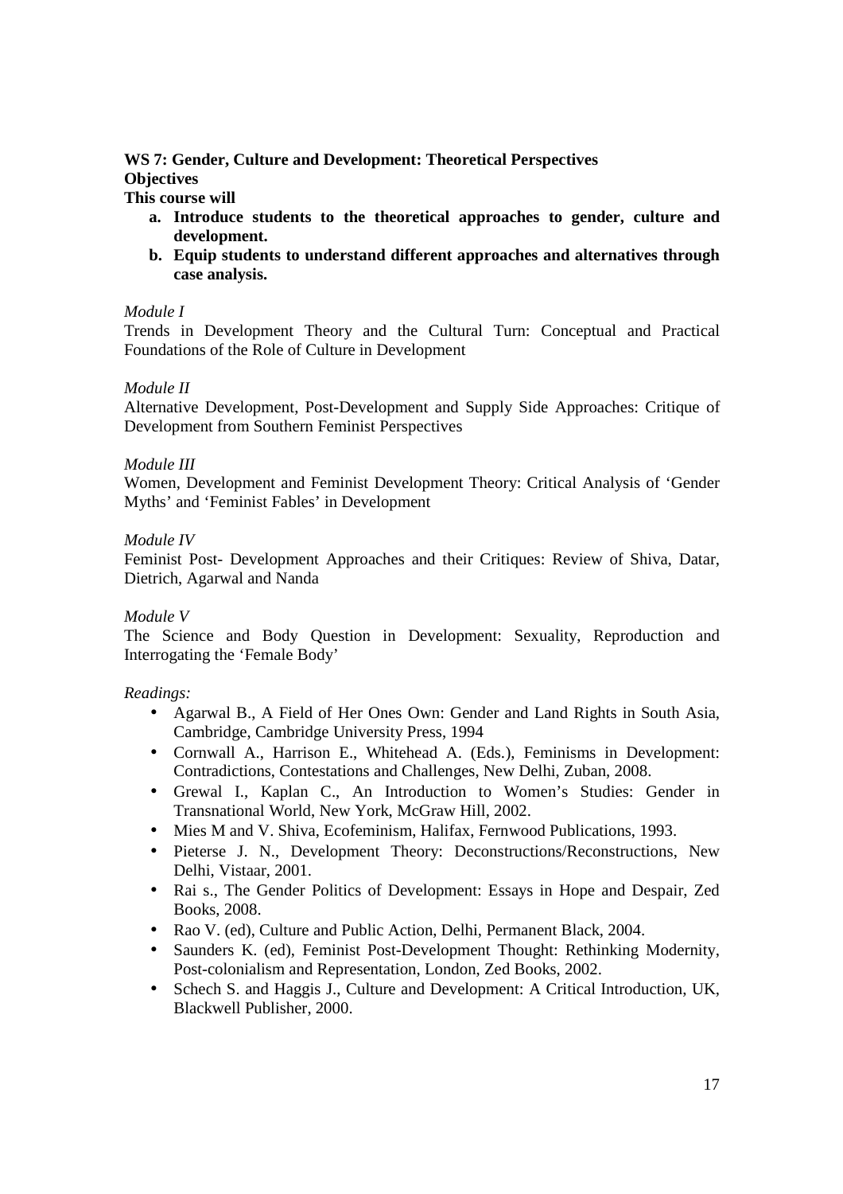**WS 7: Gender, Culture and Development: Theoretical Perspectives**

**Objectives**

**This course will**

a. **Introduce students to the theoretical approaches to gender, culture and development.**
b. **Equip students to understand different approaches and alternatives through case analysis.**

*Module I*

Trends in Development Theory and the Cultural Turn: Conceptual and Practical Foundations of the Role of Culture in Development

*Module II*

Alternative Development, Post-Development and Supply Side Approaches: Critique of Development from Southern Feminist Perspectives

*Module III*

Women, Development and Feminist Development Theory: Critical Analysis of 'Gender Myths' and 'Feminist Fables' in Development

*Module IV*

Feminist Post- Development Approaches and their Critiques: Review of Shiva, Datar, Dietrich, Agarwal and Nanda

*Module V*

The Science and Body Question in Development: Sexuality, Reproduction and Interrogating the 'Female Body'

*Readings:*

- Agarwal B., A Field of Her Ones Own: Gender and Land Rights in South Asia, Cambridge, Cambridge University Press, 1994
- Cornwall A., Harrison E., Whitehead A. (Eds.), Feminisms in Development: Contradictions, Contestations and Challenges, New Delhi, Zuban, 2008.
- Grewal I., Kaplan C., An Introduction to Women's Studies: Gender in Transnational World, New York, McGraw Hill, 2002.
- Mies M and V. Shiva, Ecofeminism, Halifax, Fernwood Publications, 1993.
- Pieterse J. N., Development Theory: Deconstructions/Reconstructions, New Delhi, Vistaar, 2001.
- Rai s., The Gender Politics of Development: Essays in Hope and Despair, Zed Books, 2008.
- Rao V. (ed), Culture and Public Action, Delhi, Permanent Black, 2004.
- Saunders K. (ed), Feminist Post-Development Thought: Rethinking Modernity, Post-colonialism and Representation, London, Zed Books, 2002.
- Schech S. and Haggis J., Culture and Development: A Critical Introduction, UK, Blackwell Publisher, 2000.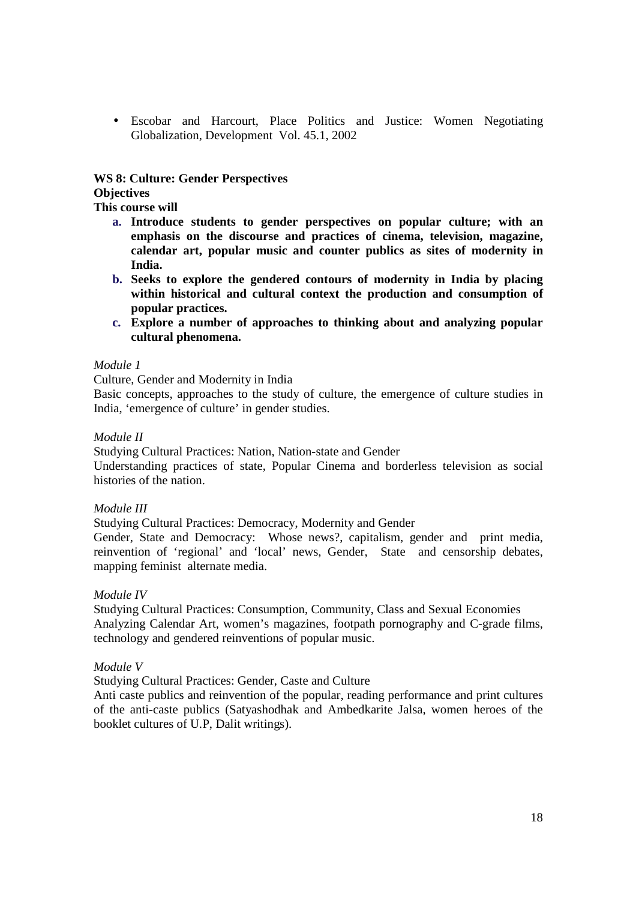- Escobar and Harcourt, Place Politics and Justice: Women Negotiating Globalization, Development Vol. 45.1, 2002

**WS 8: Culture: Gender Perspectives**

**Objectives**

**This course will**

a. **Introduce students to gender perspectives on popular culture; with an emphasis on the discourse and practices of cinema, television, magazine, calendar art, popular music and counter publics as sites of modernity in India.**
b. **Seeks to explore the gendered contours of modernity in India by placing within historical and cultural context the production and consumption of popular practices.**
c. **Explore a number of approaches to thinking about and analyzing popular cultural phenomena.**

*Module 1*

Culture, Gender and Modernity in India

Basic concepts, approaches to the study of culture, the emergence of culture studies in India, 'emergence of culture' in gender studies.

*Module II*

Studying Cultural Practices: Nation, Nation-state and Gender

Understanding practices of state, Popular Cinema and borderless television as social histories of the nation.

*Module III*

Studying Cultural Practices: Democracy, Modernity and Gender

Gender, State and Democracy: Whose news?, capitalism, gender and print media, reinvention of 'regional' and 'local' news, Gender, State and censorship debates, mapping feminist alternate media.

*Module IV*

Studying Cultural Practices: Consumption, Community, Class and Sexual Economies

Analyzing Calendar Art, women's magazines, footpath pornography and C-grade films, technology and gendered reinventions of popular music.

*Module V*

Studying Cultural Practices: Gender, Caste and Culture

Anti caste publics and reinvention of the popular, reading performance and print cultures of the anti-caste publics (Satyashodhak and Ambedkarite Jalsa, women heroes of the booklet cultures of U.P, Dalit writings).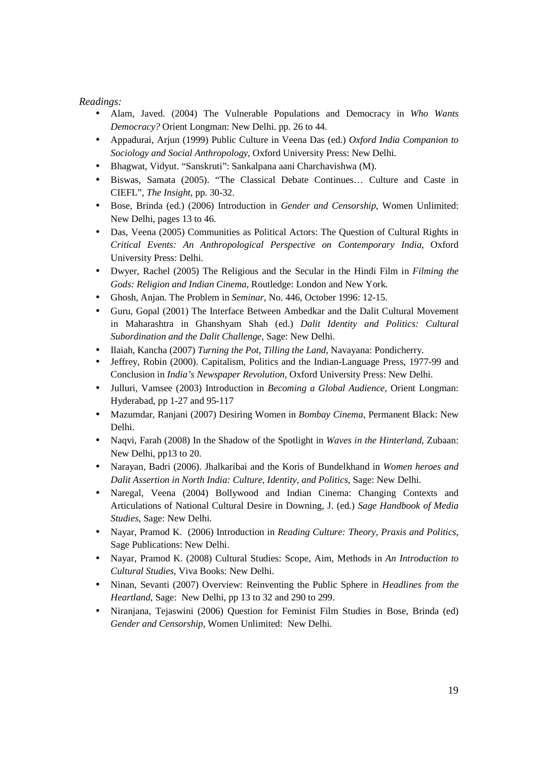*Readings:*

- Alam, Javed. (2004) The Vulnerable Populations and Democracy in *Who Wants Democracy?* Orient Longman: New Delhi. pp. 26 to 44.
- Appadurai, Arjun (1999) Public Culture in Veena Das (ed.) *Oxford India Companion to Sociology and Social Anthropology*, Oxford University Press: New Delhi.
- Bhagwat, Vidyut. "Sanskruti": Sankalpana aani Charchavishwa (M).
- Biswas, Samata (2005). "The Classical Debate Continues… Culture and Caste in CIEFL", *The Insight*, pp. 30-32.
- Bose, Brinda (ed.) (2006) Introduction in *Gender and Censorship*, Women Unlimited: New Delhi, pages 13 to 46.
- Das, Veena (2005) Communities as Political Actors: The Question of Cultural Rights in *Critical Events: An Anthropological Perspective on Contemporary India*, Oxford University Press: Delhi.
- Dwyer, Rachel (2005) The Religious and the Secular in the Hindi Film in *Filming the Gods: Religion and Indian Cinema*, Routledge: London and New York.
- Ghosh, Anjan. The Problem in *Seminar*, No. 446, October 1996: 12-15.
- Guru, Gopal (2001) The Interface Between Ambedkar and the Dalit Cultural Movement in Maharashtra in Ghanshyam Shah (ed.) *Dalit Identity and Politics: Cultural Subordination and the Dalit Challenge*, Sage: New Delhi.
- Ilaiah, Kancha (2007) *Turning the Pot, Tilling the Land*, Navayana: Pondicherry.
- Jeffrey, Robin (2000). Capitalism, Politics and the Indian-Language Press, 1977-99 and Conclusion in *India's Newspaper Revolution*, Oxford University Press: New Delhi.
- Julluri, Vamsee (2003) Introduction in *Becoming a Global Audience*, Orient Longman: Hyderabad, pp 1-27 and 95-117
- Mazumdar, Ranjani (2007) Desiring Women in *Bombay Cinema*, Permanent Black: New Delhi.
- Naqvi, Farah (2008) In the Shadow of the Spotlight in *Waves in the Hinterland*, Zubaan: New Delhi, pp13 to 20.
- Narayan, Badri (2006). Jhalkaribai and the Koris of Bundelkhand in *Women heroes and Dalit Assertion in North India: Culture, Identity, and Politics*, Sage: New Delhi.
- Naregal, Veena (2004) Bollywood and Indian Cinema: Changing Contexts and Articulations of National Cultural Desire in Downing, J. (ed.) *Sage Handbook of Media Studies*, Sage: New Delhi.
- Nayar, Pramod K. (2006) Introduction in *Reading Culture: Theory, Praxis and Politics*, Sage Publications: New Delhi.
- Nayar, Pramod K. (2008) Cultural Studies: Scope, Aim, Methods in *An Introduction to Cultural Studies*, Viva Books: New Delhi.
- Ninan, Sevanti (2007) Overview: Reinventing the Public Sphere in *Headlines from the Heartland*, Sage: New Delhi, pp 13 to 32 and 290 to 299.
- Niranjana, Tejaswini (2006) Question for Feminist Film Studies in Bose, Brinda (ed) *Gender and Censorship*, Women Unlimited: New Delhi.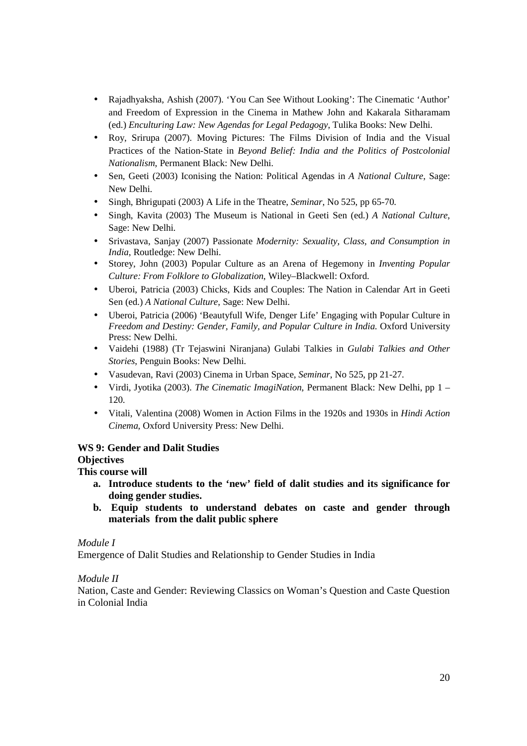- Rajadhyaksha, Ashish (2007). 'You Can See Without Looking': The Cinematic 'Author' and Freedom of Expression in the Cinema in Mathew John and Kakarala Sitharamam (ed.) *Enculturing Law: New Agendas for Legal Pedagogy*, Tulika Books: New Delhi.
- Roy, Srirupa (2007). Moving Pictures: The Films Division of India and the Visual Practices of the Nation-State in *Beyond Belief: India and the Politics of Postcolonial Nationalism*, Permanent Black: New Delhi.
- Sen, Geeti (2003) Iconising the Nation: Political Agendas in *A National Culture*, Sage: New Delhi.
- Singh, Bhrigupati (2003) A Life in the Theatre, *Seminar*, No 525, pp 65-70.
- Singh, Kavita (2003) The Museum is National in Geeti Sen (ed.) *A National Culture*, Sage: New Delhi.
- Srivastava, Sanjay (2007) Passionate *Modernity: Sexuality, Class, and Consumption in India*, Routledge: New Delhi.
- Storey, John (2003) Popular Culture as an Arena of Hegemony in *Inventing Popular Culture: From Folklore to Globalization*, Wiley–Blackwell: Oxford.
- Uberoi, Patricia (2003) Chicks, Kids and Couples: The Nation in Calendar Art in Geeti Sen (ed.) *A National Culture*, Sage: New Delhi.
- Uberoi, Patricia (2006) 'Beautyfull Wife, Denger Life' Engaging with Popular Culture in *Freedom and Destiny: Gender, Family, and Popular Culture in India.* Oxford University Press: New Delhi.
- Vaidehi (1988) (Tr Tejaswini Niranjana) Gulabi Talkies in *Gulabi Talkies and Other Stories*, Penguin Books: New Delhi.
- Vasudevan, Ravi (2003) Cinema in Urban Space, *Seminar*, No 525, pp 21-27.
- Virdi, Jyotika (2003). *The Cinematic ImagiNation*, Permanent Black: New Delhi, pp 1 – 120.
- Vitali, Valentina (2008) Women in Action Films in the 1920s and 1930s in *Hindi Action Cinema*, Oxford University Press: New Delhi.

**WS 9: Gender and Dalit Studies**

**Objectives**

**This course will**

- **a. Introduce students to the 'new' field of dalit studies and its significance for doing gender studies.**
- **b. Equip students to understand debates on caste and gender through materials from the dalit public sphere**

*Module I*

Emergence of Dalit Studies and Relationship to Gender Studies in India

*Module II*

Nation, Caste and Gender: Reviewing Classics on Woman's Question and Caste Question in Colonial India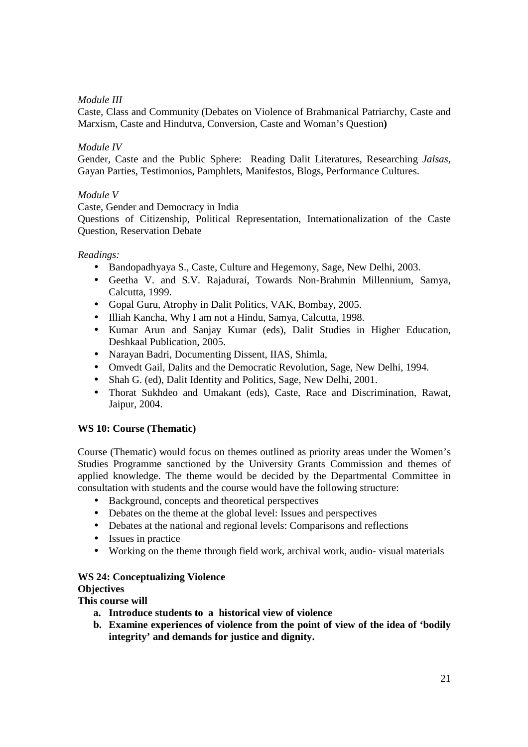*Module III*

Caste, Class and Community (Debates on Violence of Brahmanical Patriarchy, Caste and Marxism, Caste and Hindutva, Conversion, Caste and Woman's Question**)**

*Module IV*

Gender, Caste and the Public Sphere: Reading Dalit Literatures, Researching *Jalsas*, Gayan Parties, Testimonios, Pamphlets, Manifestos, Blogs, Performance Cultures.

*Module V*

Caste, Gender and Democracy in India

Questions of Citizenship, Political Representation, Internationalization of the Caste Question, Reservation Debate

*Readings:*

- Bandopadhyaya S., Caste, Culture and Hegemony, Sage, New Delhi, 2003.
- Geetha V. and S.V. Rajadurai, Towards Non-Brahmin Millennium, Samya, Calcutta, 1999.
- Gopal Guru, Atrophy in Dalit Politics, VAK, Bombay, 2005.
- Illiah Kancha, Why I am not a Hindu, Samya, Calcutta, 1998.
- Kumar Arun and Sanjay Kumar (eds), Dalit Studies in Higher Education, Deshkaal Publication, 2005.
- Narayan Badri, Documenting Dissent, IIAS, Shimla,
- Omvedt Gail, Dalits and the Democratic Revolution, Sage, New Delhi, 1994.
- Shah G. (ed), Dalit Identity and Politics, Sage, New Delhi, 2001.
- Thorat Sukhdeo and Umakant (eds), Caste, Race and Discrimination, Rawat, Jaipur, 2004.

**WS 10: Course (Thematic)**

Course (Thematic) would focus on themes outlined as priority areas under the Women's Studies Programme sanctioned by the University Grants Commission and themes of applied knowledge. The theme would be decided by the Departmental Committee in consultation with students and the course would have the following structure:

- Background, concepts and theoretical perspectives
- Debates on the theme at the global level: Issues and perspectives
- Debates at the national and regional levels: Comparisons and reflections
- Issues in practice
- Working on the theme through field work, archival work, audio- visual materials

**WS 24: Conceptualizing Violence**

**Objectives**

**This course will**

a. **Introduce students to a historical view of violence**
b. **Examine experiences of violence from the point of view of the idea of 'bodily integrity' and demands for justice and dignity.**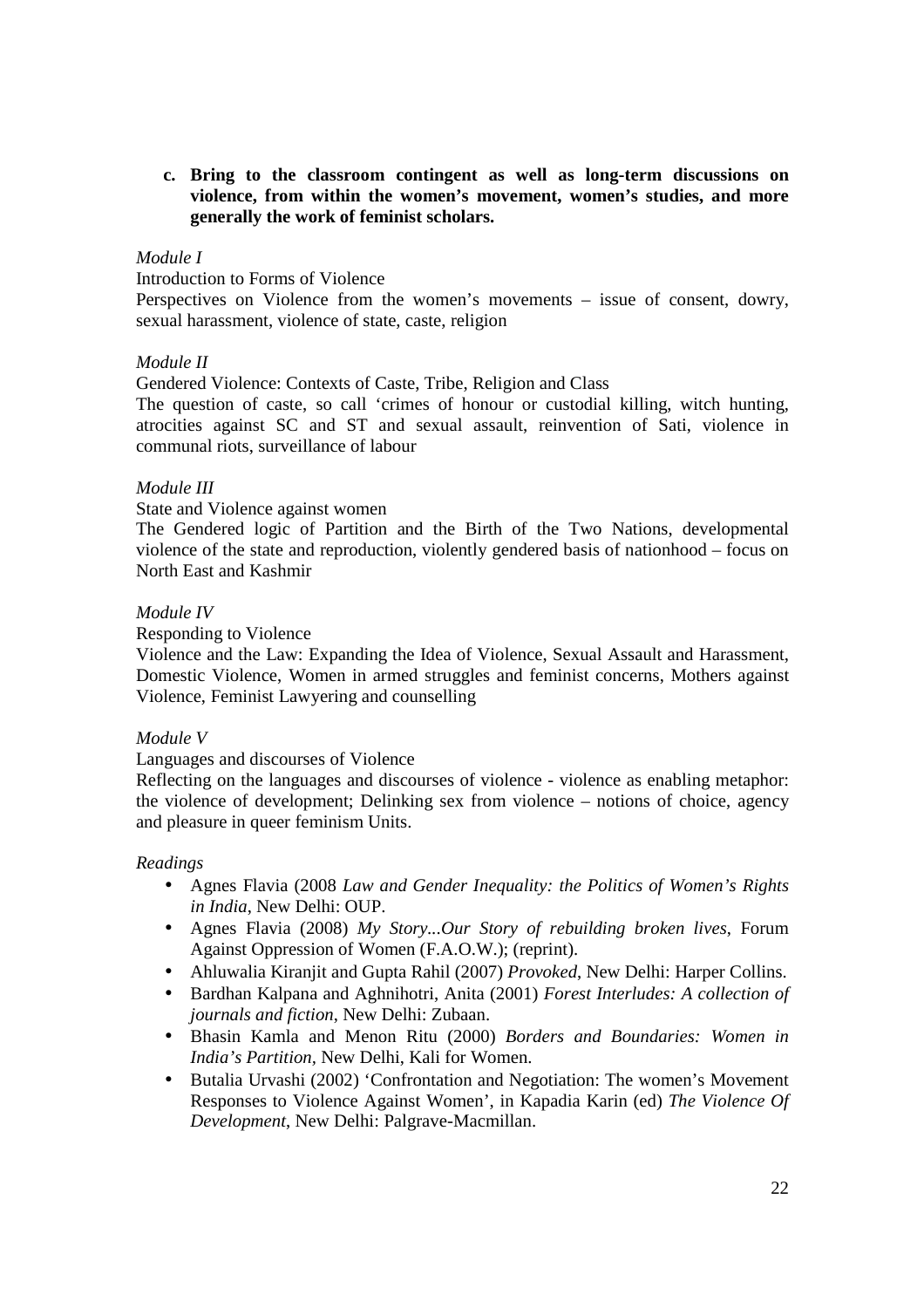c. **Bring to the classroom contingent as well as long-term discussions on violence, from within the women's movement, women's studies, and more generally the work of feminist scholars.**

*Module I*

Introduction to Forms of Violence

Perspectives on Violence from the women's movements – issue of consent, dowry, sexual harassment, violence of state, caste, religion

*Module II*

Gendered Violence: Contexts of Caste, Tribe, Religion and Class

The question of caste, so call 'crimes of honour or custodial killing, witch hunting, atrocities against SC and ST and sexual assault, reinvention of Sati, violence in communal riots, surveillance of labour

*Module III*

State and Violence against women

The Gendered logic of Partition and the Birth of the Two Nations, developmental violence of the state and reproduction, violently gendered basis of nationhood – focus on North East and Kashmir

*Module IV*

Responding to Violence

Violence and the Law: Expanding the Idea of Violence, Sexual Assault and Harassment, Domestic Violence, Women in armed struggles and feminist concerns, Mothers against Violence, Feminist Lawyering and counselling

*Module V*

Languages and discourses of Violence

Reflecting on the languages and discourses of violence - violence as enabling metaphor: the violence of development; Delinking sex from violence – notions of choice, agency and pleasure in queer feminism Units.

*Readings*

- Agnes Flavia (2008 *Law and Gender Inequality: the Politics of Women's Rights in India*, New Delhi: OUP.
- Agnes Flavia (2008) *My Story...Our Story of rebuilding broken lives*, Forum Against Oppression of Women (F.A.O.W.); (reprint).
- Ahluwalia Kiranjit and Gupta Rahil (2007) *Provoked*, New Delhi: Harper Collins.
- Bardhan Kalpana and Aghnihotri, Anita (2001) *Forest Interludes: A collection of journals and fiction*, New Delhi: Zubaan.
- Bhasin Kamla and Menon Ritu (2000) *Borders and Boundaries: Women in India's Partition*, New Delhi, Kali for Women.
- Butalia Urvashi (2002) 'Confrontation and Negotiation: The women's Movement Responses to Violence Against Women', in Kapadia Karin (ed) *The Violence Of Development*, New Delhi: Palgrave-Macmillan.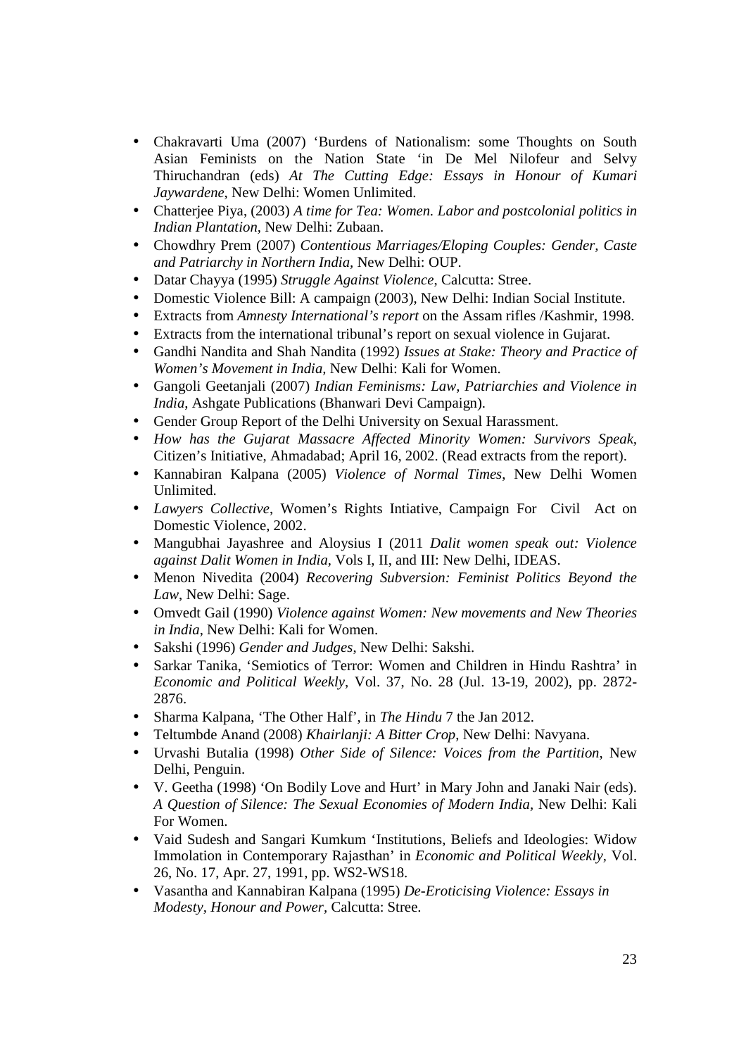- Chakravarti Uma (2007) 'Burdens of Nationalism: some Thoughts on South Asian Feminists on the Nation State 'in De Mel Nilofeur and Selvy Thiruchandran (eds) *At The Cutting Edge: Essays in Honour of Kumari Jaywardene*, New Delhi: Women Unlimited.
- Chatterjee Piya, (2003) *A time for Tea: Women. Labor and postcolonial politics in Indian Plantation*, New Delhi: Zubaan.
- Chowdhry Prem (2007) *Contentious Marriages/Eloping Couples: Gender, Caste and Patriarchy in Northern India*, New Delhi: OUP.
- Datar Chayya (1995) *Struggle Against Violence*, Calcutta: Stree.
- Domestic Violence Bill: A campaign (2003), New Delhi: Indian Social Institute.
- Extracts from *Amnesty International's report* on the Assam rifles /Kashmir, 1998.
- Extracts from the international tribunal's report on sexual violence in Gujarat.
- Gandhi Nandita and Shah Nandita (1992) *Issues at Stake: Theory and Practice of Women's Movement in India*, New Delhi: Kali for Women.
- Gangoli Geetanjali (2007) *Indian Feminisms: Law, Patriarchies and Violence in India*, Ashgate Publications (Bhanwari Devi Campaign).
- Gender Group Report of the Delhi University on Sexual Harassment.
- *How has the Gujarat Massacre Affected Minority Women: Survivors Speak*, Citizen's Initiative, Ahmadabad; April 16, 2002. (Read extracts from the report).
- Kannabiran Kalpana (2005) *Violence of Normal Times*, New Delhi Women Unlimited.
- *Lawyers Collective*, Women's Rights Intiative, Campaign For Civil Act on Domestic Violence, 2002.
- Mangubhai Jayashree and Aloysius I (2011 *Dalit women speak out: Violence against Dalit Women in India*, Vols I, II, and III: New Delhi, IDEAS.
- Menon Nivedita (2004) *Recovering Subversion: Feminist Politics Beyond the Law*, New Delhi: Sage.
- Omvedt Gail (1990) *Violence against Women: New movements and New Theories in India*, New Delhi: Kali for Women.
- Sakshi (1996) *Gender and Judges*, New Delhi: Sakshi.
- Sarkar Tanika, 'Semiotics of Terror: Women and Children in Hindu Rashtra' in *Economic and Political Weekly*, Vol. 37, No. 28 (Jul. 13-19, 2002), pp. 2872-2876.
- Sharma Kalpana, 'The Other Half', in *The Hindu* 7 the Jan 2012.
- Teltumbde Anand (2008) *Khairlanji: A Bitter Crop*, New Delhi: Navyana.
- Urvashi Butalia (1998) *Other Side of Silence: Voices from the Partition*, New Delhi, Penguin.
- V. Geetha (1998) 'On Bodily Love and Hurt' in Mary John and Janaki Nair (eds). *A Question of Silence: The Sexual Economies of Modern India*, New Delhi: Kali For Women.
- Vaid Sudesh and Sangari Kumkum 'Institutions, Beliefs and Ideologies: Widow Immolation in Contemporary Rajasthan' in *Economic and Political Weekly*, Vol. 26, No. 17, Apr. 27, 1991, pp. WS2-WS18.
- Vasantha and Kannabiran Kalpana (1995) *De-Eroticising Violence: Essays in Modesty, Honour and Power*, Calcutta: Stree.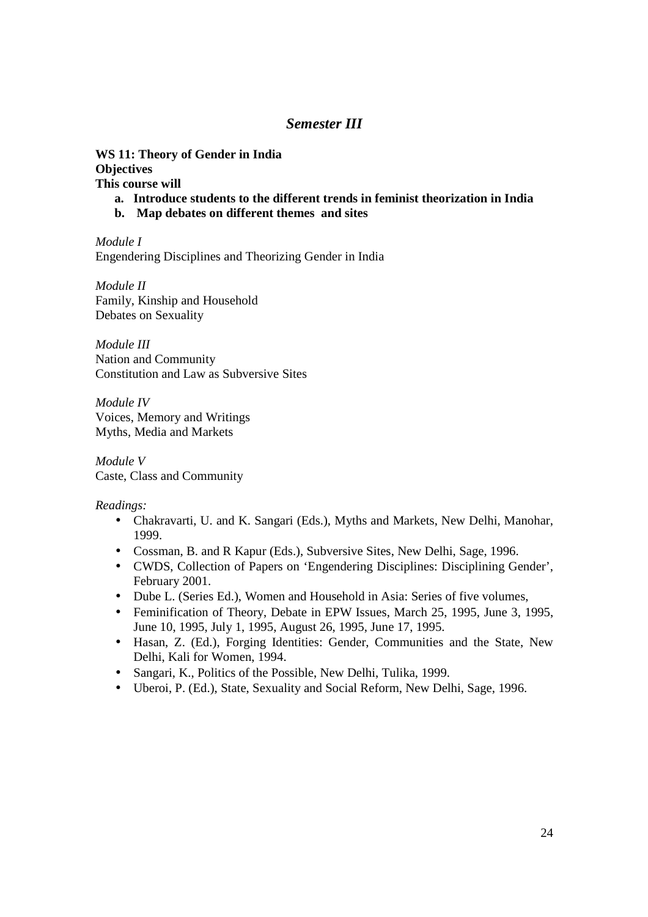## *Semester III*

**WS 11: Theory of Gender in India**
**Objectives**
**This course will**

- **a. Introduce students to the different trends in feminist theorization in India**
- **b. Map debates on different themes and sites**

*Module I*
Engendering Disciplines and Theorizing Gender in India

*Module II*
Family, Kinship and Household
Debates on Sexuality

*Module III*
Nation and Community
Constitution and Law as Subversive Sites

*Module IV*
Voices, Memory and Writings
Myths, Media and Markets

*Module V*
Caste, Class and Community

*Readings:*

- Chakravarti, U. and K. Sangari (Eds.), Myths and Markets, New Delhi, Manohar, 1999.
- Cossman, B. and R Kapur (Eds.), Subversive Sites, New Delhi, Sage, 1996.
- CWDS, Collection of Papers on 'Engendering Disciplines: Disciplining Gender', February 2001.
- Dube L. (Series Ed.), Women and Household in Asia: Series of five volumes,
- Feminification of Theory, Debate in EPW Issues, March 25, 1995, June 3, 1995, June 10, 1995, July 1, 1995, August 26, 1995, June 17, 1995.
- Hasan, Z. (Ed.), Forging Identities: Gender, Communities and the State, New Delhi, Kali for Women, 1994.
- Sangari, K., Politics of the Possible, New Delhi, Tulika, 1999.
- Uberoi, P. (Ed.), State, Sexuality and Social Reform, New Delhi, Sage, 1996.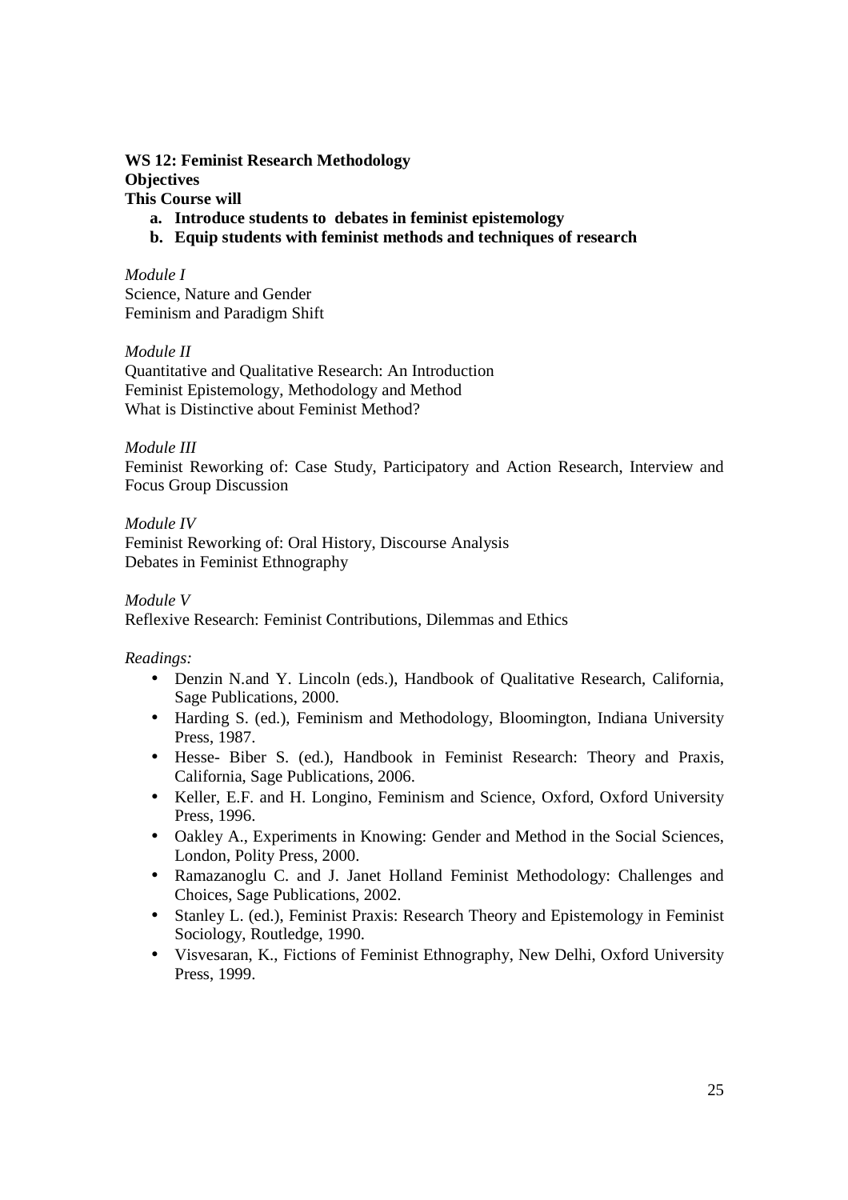**WS 12: Feminist Research Methodology**

**Objectives**

**This Course will**

a. **Introduce students to debates in feminist epistemology**
b. **Equip students with feminist methods and techniques of research**

*Module I*

Science, Nature and Gender
Feminism and Paradigm Shift

*Module II*

Quantitative and Qualitative Research: An Introduction
Feminist Epistemology, Methodology and Method
What is Distinctive about Feminist Method?

*Module III*

Feminist Reworking of: Case Study, Participatory and Action Research, Interview and Focus Group Discussion

*Module IV*

Feminist Reworking of: Oral History, Discourse Analysis
Debates in Feminist Ethnography

*Module V*

Reflexive Research: Feminist Contributions, Dilemmas and Ethics

*Readings:*

- Denzin N.and Y. Lincoln (eds.), Handbook of Qualitative Research, California, Sage Publications, 2000.
- Harding S. (ed.), Feminism and Methodology, Bloomington, Indiana University Press, 1987.
- Hesse- Biber S. (ed.), Handbook in Feminist Research: Theory and Praxis, California, Sage Publications, 2006.
- Keller, E.F. and H. Longino, Feminism and Science, Oxford, Oxford University Press, 1996.
- Oakley A., Experiments in Knowing: Gender and Method in the Social Sciences, London, Polity Press, 2000.
- Ramazanoglu C. and J. Janet Holland Feminist Methodology: Challenges and Choices, Sage Publications, 2002.
- Stanley L. (ed.), Feminist Praxis: Research Theory and Epistemology in Feminist Sociology, Routledge, 1990.
- Visvesaran, K., Fictions of Feminist Ethnography, New Delhi, Oxford University Press, 1999.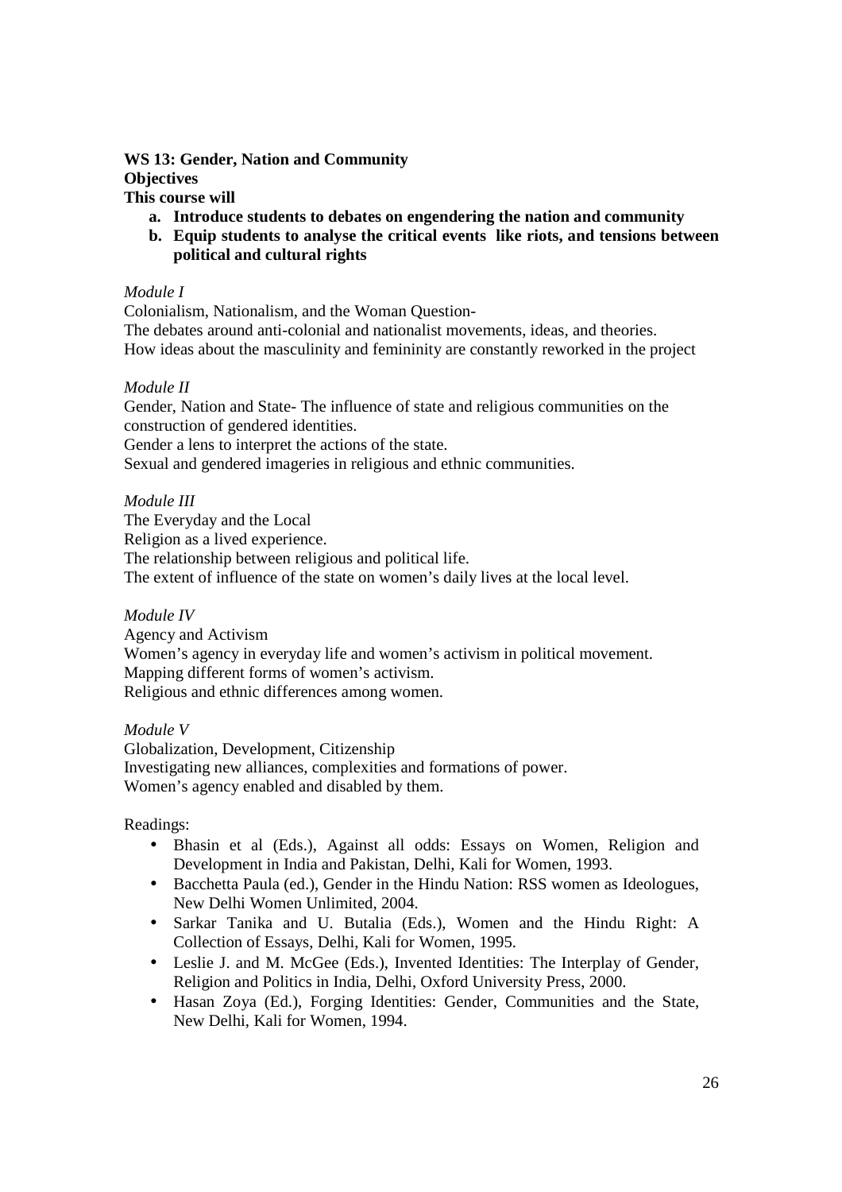**WS 13: Gender, Nation and Community**

**Objectives**

**This course will**

a. **Introduce students to debates on engendering the nation and community**
b. **Equip students to analyse the critical events like riots, and tensions between political and cultural rights**

*Module I*

Colonialism, Nationalism, and the Woman Question-

The debates around anti-colonial and nationalist movements, ideas, and theories.

How ideas about the masculinity and femininity are constantly reworked in the project

*Module II*

Gender, Nation and State- The influence of state and religious communities on the construction of gendered identities.

Gender a lens to interpret the actions of the state.

Sexual and gendered imageries in religious and ethnic communities.

*Module III*

The Everyday and the Local

Religion as a lived experience.

The relationship between religious and political life.

The extent of influence of the state on women's daily lives at the local level.

*Module IV*

Agency and Activism

Women's agency in everyday life and women's activism in political movement.

Mapping different forms of women's activism.

Religious and ethnic differences among women.

*Module V*

Globalization, Development, Citizenship

Investigating new alliances, complexities and formations of power.

Women's agency enabled and disabled by them.

Readings:

- Bhasin et al (Eds.), Against all odds: Essays on Women, Religion and Development in India and Pakistan, Delhi, Kali for Women, 1993.
- Bacchetta Paula (ed.), Gender in the Hindu Nation: RSS women as Ideologues, New Delhi Women Unlimited, 2004.
- Sarkar Tanika and U. Butalia (Eds.), Women and the Hindu Right: A Collection of Essays, Delhi, Kali for Women, 1995.
- Leslie J. and M. McGee (Eds.), Invented Identities: The Interplay of Gender, Religion and Politics in India, Delhi, Oxford University Press, 2000.
- Hasan Zoya (Ed.), Forging Identities: Gender, Communities and the State, New Delhi, Kali for Women, 1994.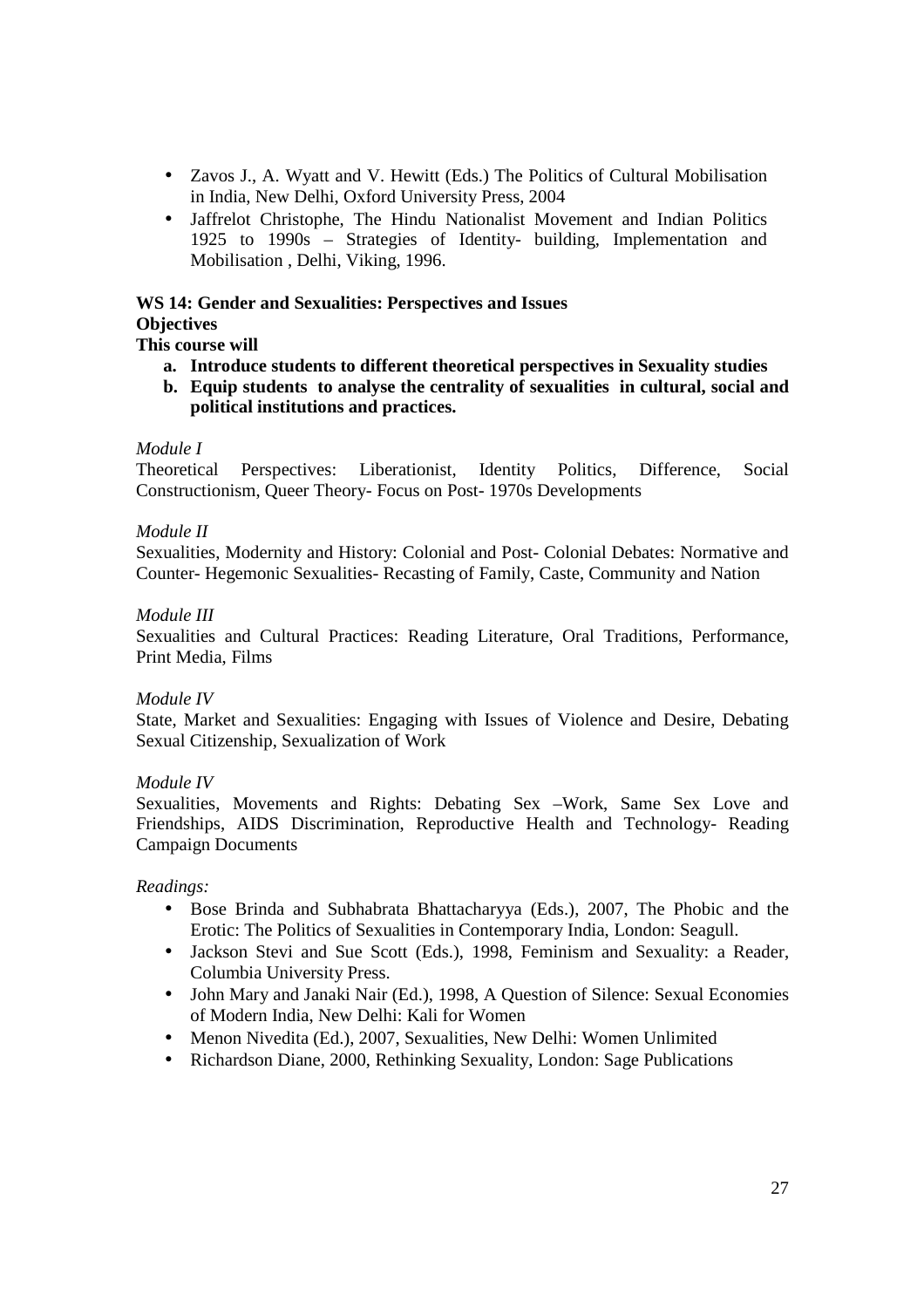- Zavos J., A. Wyatt and V. Hewitt (Eds.) The Politics of Cultural Mobilisation in India, New Delhi, Oxford University Press, 2004
- Jaffrelot Christophe, The Hindu Nationalist Movement and Indian Politics 1925 to 1990s – Strategies of Identity- building, Implementation and Mobilisation , Delhi, Viking, 1996.

**WS 14: Gender and Sexualities: Perspectives and Issues**
**Objectives**
**This course will**

a. **Introduce students to different theoretical perspectives in Sexuality studies**
b. **Equip students to analyse the centrality of sexualities in cultural, social and political institutions and practices.**

*Module I*
Theoretical Perspectives: Liberationist, Identity Politics, Difference, Social Constructionism, Queer Theory- Focus on Post- 1970s Developments

*Module II*
Sexualities, Modernity and History: Colonial and Post- Colonial Debates: Normative and Counter- Hegemonic Sexualities- Recasting of Family, Caste, Community and Nation

*Module III*
Sexualities and Cultural Practices: Reading Literature, Oral Traditions, Performance, Print Media, Films

*Module IV*
State, Market and Sexualities: Engaging with Issues of Violence and Desire, Debating Sexual Citizenship, Sexualization of Work

*Module IV*
Sexualities, Movements and Rights: Debating Sex –Work, Same Sex Love and Friendships, AIDS Discrimination, Reproductive Health and Technology- Reading Campaign Documents

*Readings:*

- Bose Brinda and Subhabrata Bhattacharyya (Eds.), 2007, The Phobic and the Erotic: The Politics of Sexualities in Contemporary India, London: Seagull.
- Jackson Stevi and Sue Scott (Eds.), 1998, Feminism and Sexuality: a Reader, Columbia University Press.
- John Mary and Janaki Nair (Ed.), 1998, A Question of Silence: Sexual Economies of Modern India, New Delhi: Kali for Women
- Menon Nivedita (Ed.), 2007, Sexualities, New Delhi: Women Unlimited
- Richardson Diane, 2000, Rethinking Sexuality, London: Sage Publications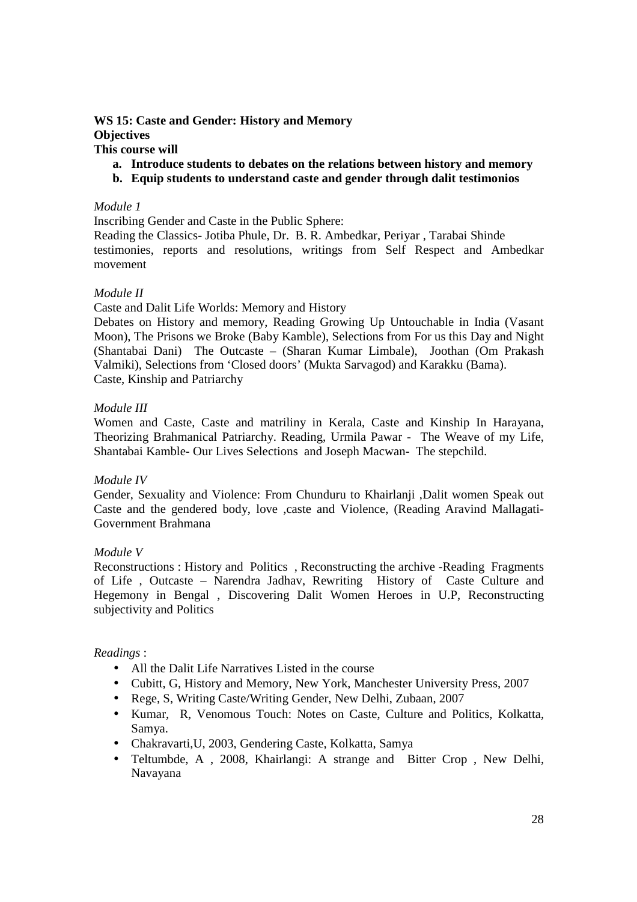**WS 15: Caste and Gender: History and Memory**
**Objectives**
**This course will**

a. **Introduce students to debates on the relations between history and memory**
b. **Equip students to understand caste and gender through dalit testimonios**

*Module 1*

Inscribing Gender and Caste in the Public Sphere:
Reading the Classics- Jotiba Phule, Dr. B. R. Ambedkar, Periyar , Tarabai Shinde testimonies, reports and resolutions, writings from Self Respect and Ambedkar movement

*Module II*

Caste and Dalit Life Worlds: Memory and History
Debates on History and memory, Reading Growing Up Untouchable in India (Vasant Moon), The Prisons we Broke (Baby Kamble), Selections from For us this Day and Night (Shantabai Dani) The Outcaste – (Sharan Kumar Limbale), Joothan (Om Prakash Valmiki), Selections from 'Closed doors' (Mukta Sarvagod) and Karakku (Bama).
Caste, Kinship and Patriarchy

*Module III*

Women and Caste, Caste and matriliny in Kerala, Caste and Kinship In Harayana, Theorizing Brahmanical Patriarchy. Reading, Urmila Pawar - The Weave of my Life, Shantabai Kamble- Our Lives Selections and Joseph Macwan- The stepchild.

*Module IV*

Gender, Sexuality and Violence: From Chunduru to Khairlanji ,Dalit women Speak out Caste and the gendered body, love ,caste and Violence, (Reading Aravind Mallagati- Government Brahmana

*Module V*

Reconstructions : History and Politics , Reconstructing the archive -Reading Fragments of Life , Outcaste – Narendra Jadhav, Rewriting History of Caste Culture and Hegemony in Bengal , Discovering Dalit Women Heroes in U.P, Reconstructing subjectivity and Politics

*Readings* :

- All the Dalit Life Narratives Listed in the course
- Cubitt, G, History and Memory, New York, Manchester University Press, 2007
- Rege, S, Writing Caste/Writing Gender, New Delhi, Zubaan, 2007
- Kumar, R, Venomous Touch: Notes on Caste, Culture and Politics, Kolkatta, Samya.
- Chakravarti,U, 2003, Gendering Caste, Kolkatta, Samya
- Teltumbde, A , 2008, Khairlangi: A strange and Bitter Crop , New Delhi, Navayana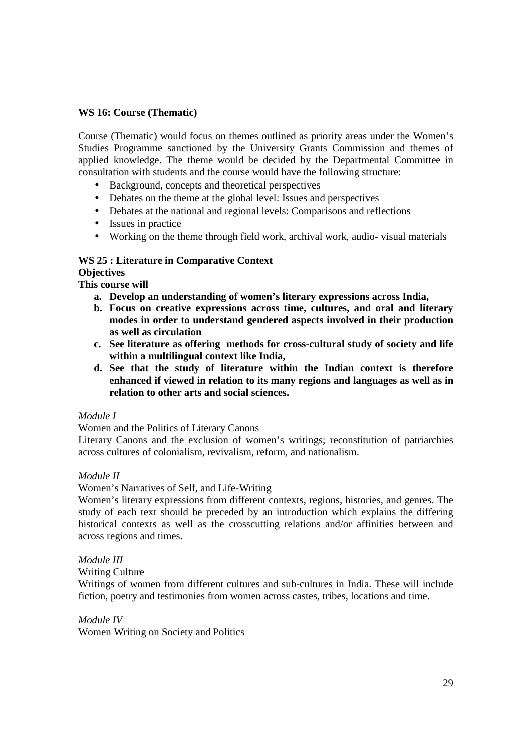**WS 16: Course (Thematic)**

Course (Thematic) would focus on themes outlined as priority areas under the Women's Studies Programme sanctioned by the University Grants Commission and themes of applied knowledge. The theme would be decided by the Departmental Committee in consultation with students and the course would have the following structure:

- Background, concepts and theoretical perspectives
- Debates on the theme at the global level: Issues and perspectives
- Debates at the national and regional levels: Comparisons and reflections
- Issues in practice
- Working on the theme through field work, archival work, audio- visual materials

**WS 25 : Literature in Comparative Context**

**Objectives**

**This course will**

a. **Develop an understanding of women's literary expressions across India,**
b. **Focus on creative expressions across time, cultures, and oral and literary modes in order to understand gendered aspects involved in their production as well as circulation**
c. **See literature as offering methods for cross-cultural study of society and life within a multilingual context like India,**
d. **See that the study of literature within the Indian context is therefore enhanced if viewed in relation to its many regions and languages as well as in relation to other arts and social sciences.**

*Module I*

Women and the Politics of Literary Canons

Literary Canons and the exclusion of women's writings; reconstitution of patriarchies across cultures of colonialism, revivalism, reform, and nationalism.

*Module II*

Women's Narratives of Self, and Life-Writing

Women's literary expressions from different contexts, regions, histories, and genres. The study of each text should be preceded by an introduction which explains the differing historical contexts as well as the crosscutting relations and/or affinities between and across regions and times.

*Module III*

Writing Culture

Writings of women from different cultures and sub-cultures in India. These will include fiction, poetry and testimonies from women across castes, tribes, locations and time.

*Module IV*

Women Writing on Society and Politics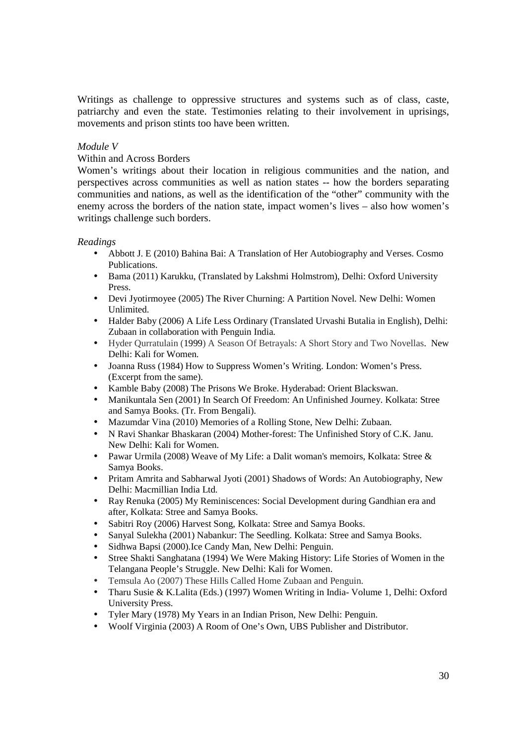Writings as challenge to oppressive structures and systems such as of class, caste, patriarchy and even the state. Testimonies relating to their involvement in uprisings, movements and prison stints too have been written.

*Module V*

Within and Across Borders

Women's writings about their location in religious communities and the nation, and perspectives across communities as well as nation states -- how the borders separating communities and nations, as well as the identification of the "other" community with the enemy across the borders of the nation state, impact women's lives – also how women's writings challenge such borders.

*Readings*

- Abbott J. E (2010) Bahina Bai: A Translation of Her Autobiography and Verses. Cosmo Publications.
- Bama (2011) Karukku, (Translated by Lakshmi Holmstrom), Delhi: Oxford University Press.
- Devi Jyotirmoyee (2005) The River Churning: A Partition Novel. New Delhi: Women Unlimited.
- Halder Baby (2006) A Life Less Ordinary (Translated Urvashi Butalia in English), Delhi: Zubaan in collaboration with Penguin India.
- Hyder Qurratulain (1999) A Season Of Betrayals: A Short Story and Two Novellas. New Delhi: Kali for Women.
- Joanna Russ (1984) How to Suppress Women's Writing. London: Women's Press. (Excerpt from the same).
- Kamble Baby (2008) The Prisons We Broke. Hyderabad: Orient Blackswan.
- Manikuntala Sen (2001) In Search Of Freedom: An Unfinished Journey. Kolkata: Stree and Samya Books. (Tr. From Bengali).
- Mazumdar Vina (2010) Memories of a Rolling Stone, New Delhi: Zubaan.
- N Ravi Shankar Bhaskaran (2004) Mother-forest: The Unfinished Story of C.K. Janu. New Delhi: Kali for Women.
- Pawar Urmila (2008) Weave of My Life: a Dalit woman's memoirs, Kolkata: Stree & Samya Books.
- Pritam Amrita and Sabharwal Jyoti (2001) Shadows of Words: An Autobiography, New Delhi: Macmillian India Ltd.
- Ray Renuka (2005) My Reminiscences: Social Development during Gandhian era and after, Kolkata: Stree and Samya Books.
- Sabitri Roy (2006) Harvest Song, Kolkata: Stree and Samya Books.
- Sanyal Sulekha (2001) Nabankur: The Seedling. Kolkata: Stree and Samya Books.
- Sidhwa Bapsi (2000).Ice Candy Man, New Delhi: Penguin.
- Stree Shakti Sanghatana (1994) We Were Making History: Life Stories of Women in the Telangana People's Struggle. New Delhi: Kali for Women.
- Temsula Ao (2007) These Hills Called Home Zubaan and Penguin.
- Tharu Susie & K.Lalita (Eds.) (1997) Women Writing in India- Volume 1, Delhi: Oxford University Press.
- Tyler Mary (1978) My Years in an Indian Prison, New Delhi: Penguin.
- Woolf Virginia (2003) A Room of One's Own, UBS Publisher and Distributor.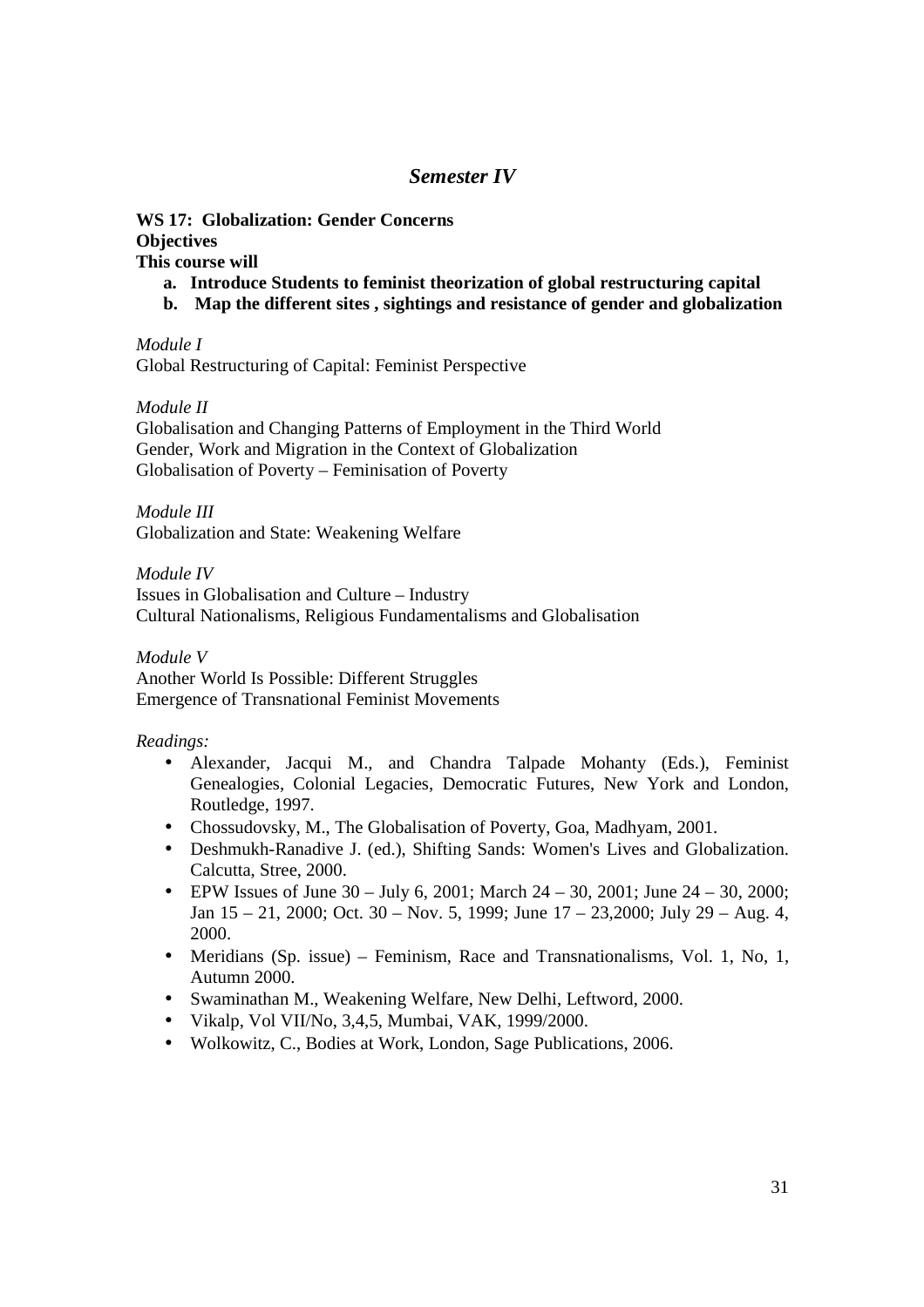## *Semester IV*

**WS 17: Globalization: Gender Concerns**
**Objectives**
**This course will**

a. **Introduce Students to feminist theorization of global restructuring capital**
b. **Map the different sites , sightings and resistance of gender and globalization**

*Module I*
Global Restructuring of Capital: Feminist Perspective

*Module II*
Globalisation and Changing Patterns of Employment in the Third World
Gender, Work and Migration in the Context of Globalization
Globalisation of Poverty – Feminisation of Poverty

*Module III*
Globalization and State: Weakening Welfare

*Module IV*
Issues in Globalisation and Culture – Industry
Cultural Nationalisms, Religious Fundamentalisms and Globalisation

*Module V*
Another World Is Possible: Different Struggles
Emergence of Transnational Feminist Movements

*Readings:*

- Alexander, Jacqui M., and Chandra Talpade Mohanty (Eds.), Feminist Genealogies, Colonial Legacies, Democratic Futures, New York and London, Routledge, 1997.
- Chossudovsky, M., The Globalisation of Poverty, Goa, Madhyam, 2001.
- Deshmukh-Ranadive J. (ed.), Shifting Sands: Women's Lives and Globalization. Calcutta, Stree, 2000.
- EPW Issues of June 30 – July 6, 2001; March 24 – 30, 2001; June 24 – 30, 2000; Jan 15 – 21, 2000; Oct. 30 – Nov. 5, 1999; June 17 – 23,2000; July 29 – Aug. 4, 2000.
- Meridians (Sp. issue) – Feminism, Race and Transnationalisms, Vol. 1, No, 1, Autumn 2000.
- Swaminathan M., Weakening Welfare, New Delhi, Leftword, 2000.
- Vikalp, Vol VII/No, 3,4,5, Mumbai, VAK, 1999/2000.
- Wolkowitz, C., Bodies at Work, London, Sage Publications, 2006.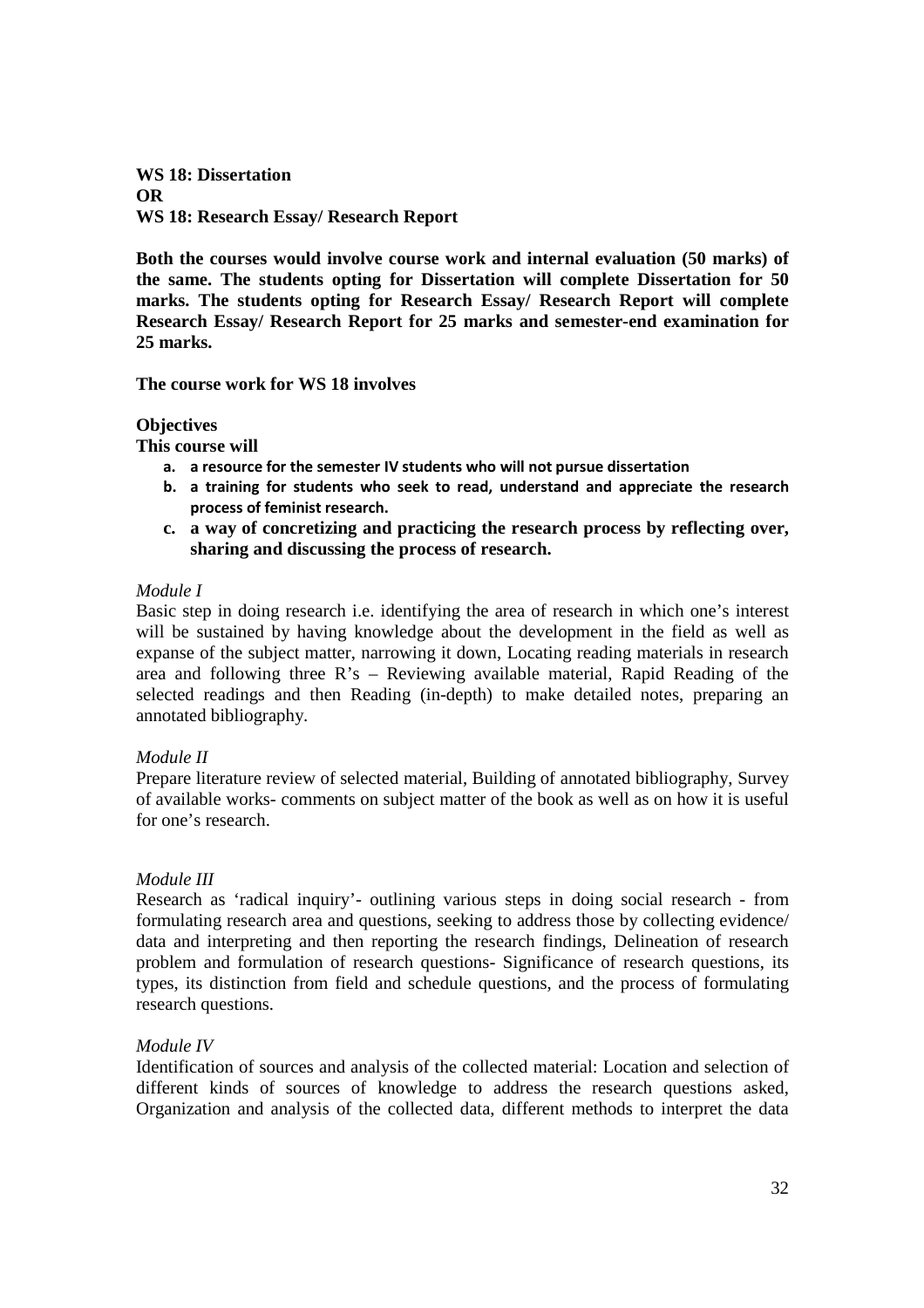**WS 18: Dissertation**
**OR**
**WS 18: Research Essay/ Research Report**

**Both the courses would involve course work and internal evaluation (50 marks) of the same. The students opting for Dissertation will complete Dissertation for 50 marks. The students opting for Research Essay/ Research Report will complete Research Essay/ Research Report for 25 marks and semester-end examination for 25 marks.**

**The course work for WS 18 involves**

**Objectives**

**This course will**

- **a. a resource for the semester IV students who will not pursue dissertation**
- **b. a training for students who seek to read, understand and appreciate the research process of feminist research.**
- **c. a way of concretizing and practicing the research process by reflecting over, sharing and discussing the process of research.**

*Module I*

Basic step in doing research i.e. identifying the area of research in which one's interest will be sustained by having knowledge about the development in the field as well as expanse of the subject matter, narrowing it down, Locating reading materials in research area and following three R's – Reviewing available material, Rapid Reading of the selected readings and then Reading (in-depth) to make detailed notes, preparing an annotated bibliography.

*Module II*

Prepare literature review of selected material, Building of annotated bibliography, Survey of available works- comments on subject matter of the book as well as on how it is useful for one's research.

*Module III*

Research as 'radical inquiry'- outlining various steps in doing social research - from formulating research area and questions, seeking to address those by collecting evidence/ data and interpreting and then reporting the research findings, Delineation of research problem and formulation of research questions- Significance of research questions, its types, its distinction from field and schedule questions, and the process of formulating research questions.

*Module IV*

Identification of sources and analysis of the collected material: Location and selection of different kinds of sources of knowledge to address the research questions asked, Organization and analysis of the collected data, different methods to interpret the data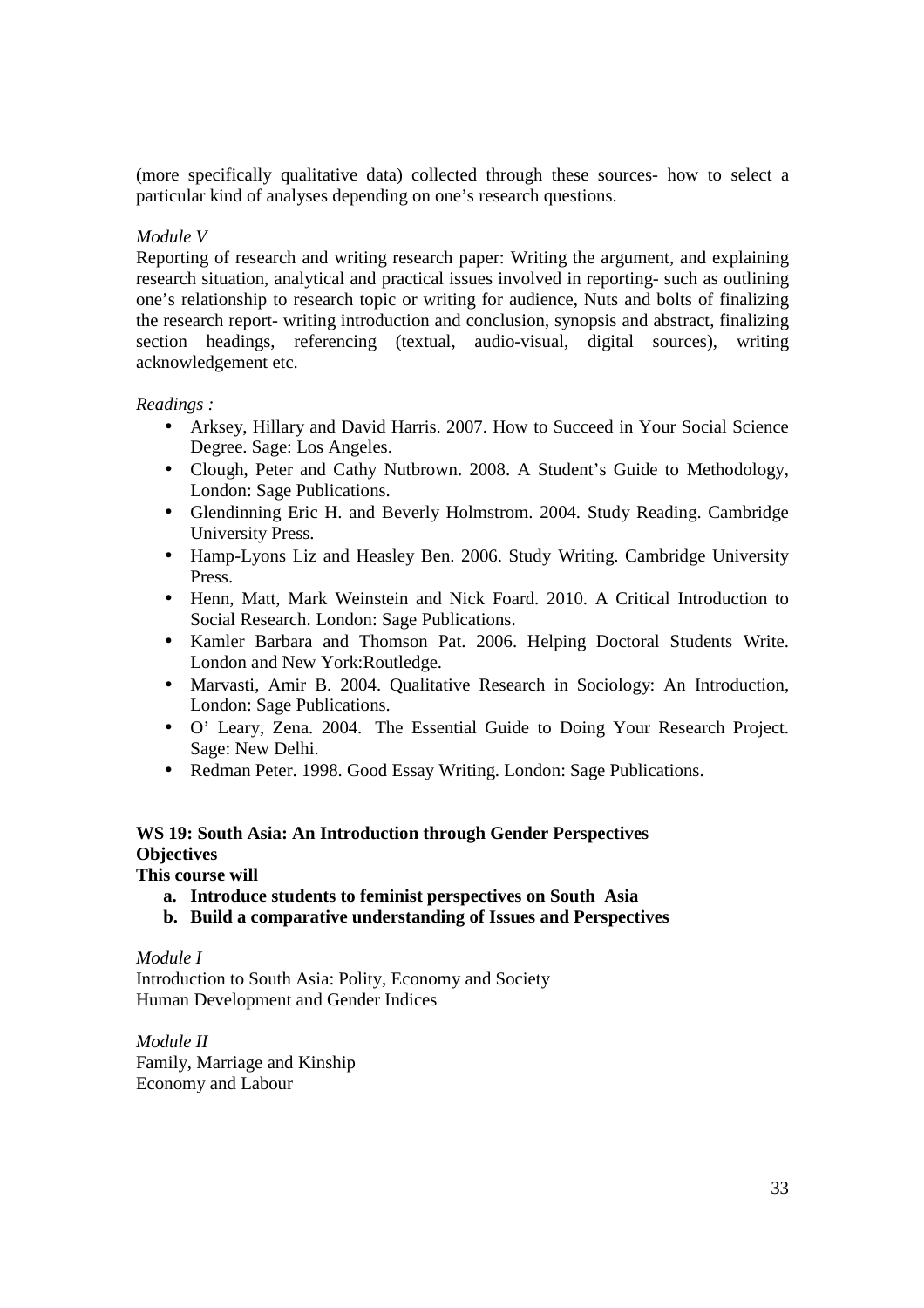(more specifically qualitative data) collected through these sources- how to select a particular kind of analyses depending on one's research questions.

*Module V*

Reporting of research and writing research paper: Writing the argument, and explaining research situation, analytical and practical issues involved in reporting- such as outlining one's relationship to research topic or writing for audience, Nuts and bolts of finalizing the research report- writing introduction and conclusion, synopsis and abstract, finalizing section headings, referencing (textual, audio-visual, digital sources), writing acknowledgement etc.

*Readings :*

- Arksey, Hillary and David Harris. 2007. How to Succeed in Your Social Science Degree. Sage: Los Angeles.
- Clough, Peter and Cathy Nutbrown. 2008. A Student's Guide to Methodology, London: Sage Publications.
- Glendinning Eric H. and Beverly Holmstrom. 2004. Study Reading. Cambridge University Press.
- Hamp-Lyons Liz and Heasley Ben. 2006. Study Writing. Cambridge University Press.
- Henn, Matt, Mark Weinstein and Nick Foard. 2010. A Critical Introduction to Social Research. London: Sage Publications.
- Kamler Barbara and Thomson Pat. 2006. Helping Doctoral Students Write. London and New York:Routledge.
- Marvasti, Amir B. 2004. Qualitative Research in Sociology: An Introduction, London: Sage Publications.
- O' Leary, Zena. 2004. The Essential Guide to Doing Your Research Project. Sage: New Delhi.
- Redman Peter. 1998. Good Essay Writing. London: Sage Publications.

**WS 19: South Asia: An Introduction through Gender Perspectives**

**Objectives**

**This course will**

- **a. Introduce students to feminist perspectives on South Asia**
- **b. Build a comparative understanding of Issues and Perspectives**

*Module I*

Introduction to South Asia: Polity, Economy and Society
Human Development and Gender Indices

*Module II*

Family, Marriage and Kinship
Economy and Labour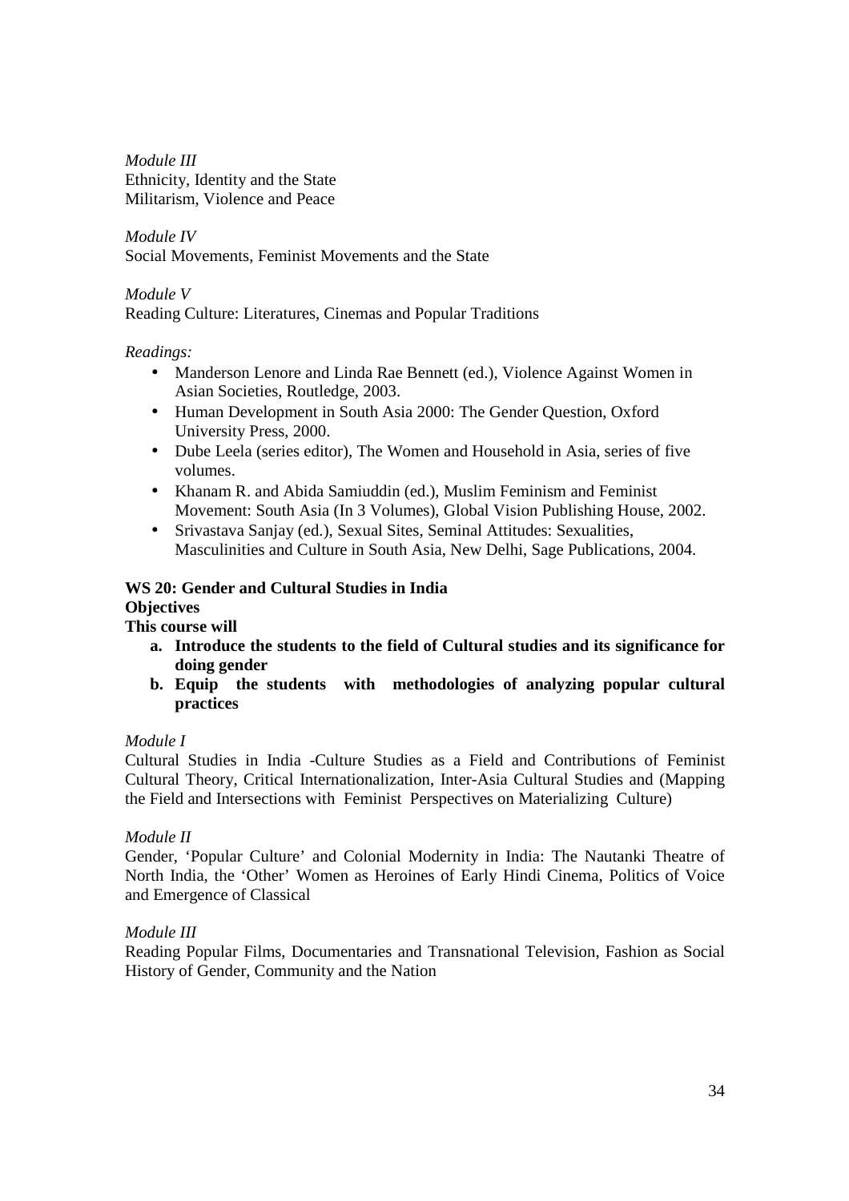*Module III*
Ethnicity, Identity and the State
Militarism, Violence and Peace

*Module IV*
Social Movements, Feminist Movements and the State

*Module V*
Reading Culture: Literatures, Cinemas and Popular Traditions

*Readings:*

- Manderson Lenore and Linda Rae Bennett (ed.), Violence Against Women in Asian Societies, Routledge, 2003.
- Human Development in South Asia 2000: The Gender Question, Oxford University Press, 2000.
- Dube Leela (series editor), The Women and Household in Asia, series of five volumes.
- Khanam R. and Abida Samiuddin (ed.), Muslim Feminism and Feminist Movement: South Asia (In 3 Volumes), Global Vision Publishing House, 2002.
- Srivastava Sanjay (ed.), Sexual Sites, Seminal Attitudes: Sexualities, Masculinities and Culture in South Asia, New Delhi, Sage Publications, 2004.

**WS 20: Gender and Cultural Studies in India**
**Objectives**
**This course will**

a. **Introduce the students to the field of Cultural studies and its significance for doing gender**
b. **Equip the students with methodologies of analyzing popular cultural practices**

*Module I*
Cultural Studies in India -Culture Studies as a Field and Contributions of Feminist Cultural Theory, Critical Internationalization, Inter-Asia Cultural Studies and (Mapping the Field and Intersections with Feminist Perspectives on Materializing Culture)

*Module II*
Gender, 'Popular Culture' and Colonial Modernity in India: The Nautanki Theatre of North India, the 'Other' Women as Heroines of Early Hindi Cinema, Politics of Voice and Emergence of Classical

*Module III*
Reading Popular Films, Documentaries and Transnational Television, Fashion as Social History of Gender, Community and the Nation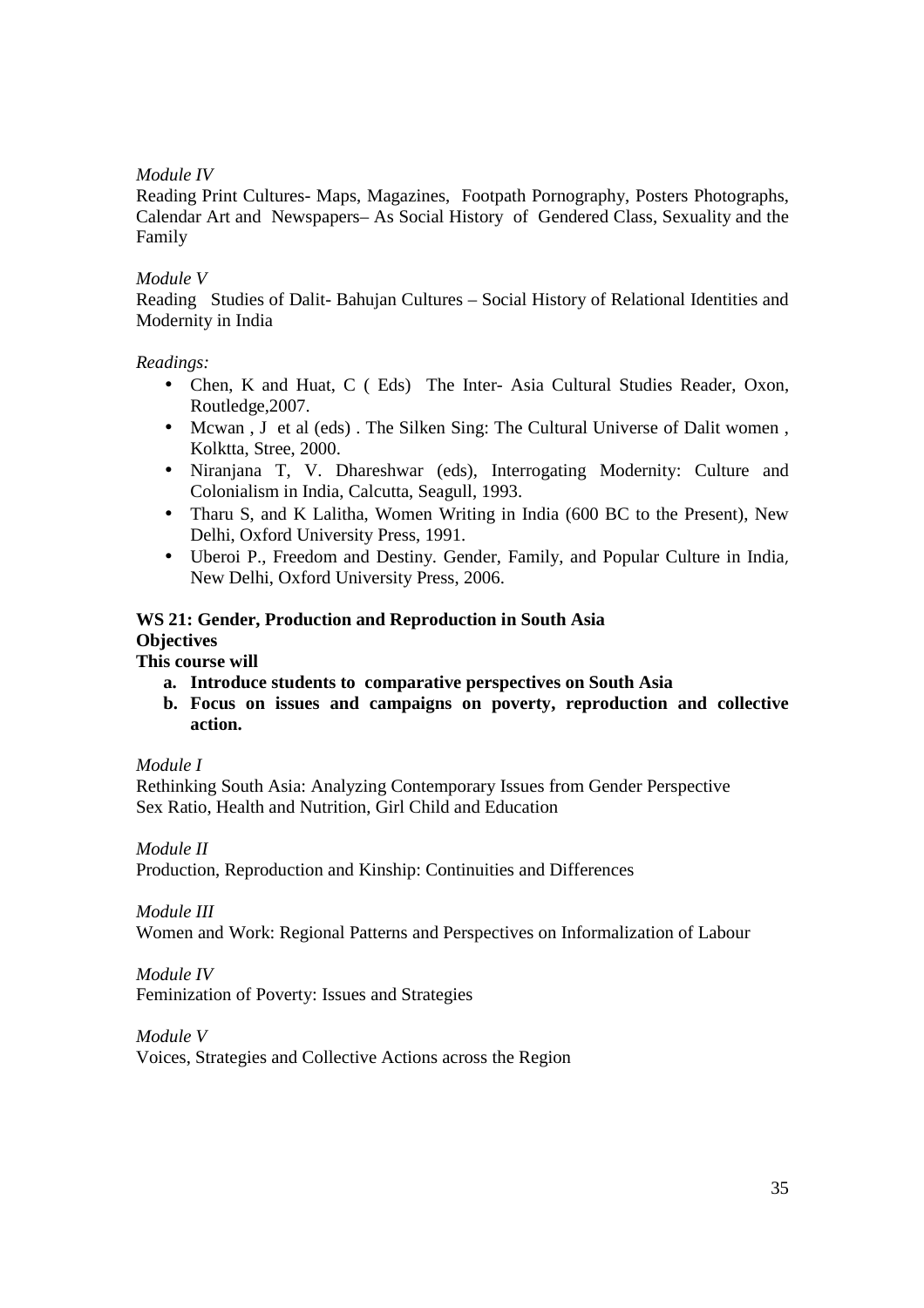*Module IV*

Reading Print Cultures- Maps, Magazines, Footpath Pornography, Posters Photographs, Calendar Art and Newspapers– As Social History of Gendered Class, Sexuality and the Family

*Module V*

Reading Studies of Dalit- Bahujan Cultures – Social History of Relational Identities and Modernity in India

*Readings:*

- Chen, K and Huat, C ( Eds) The Inter- Asia Cultural Studies Reader, Oxon, Routledge,2007.
- Mcwan , J et al (eds) . The Silken Sing: The Cultural Universe of Dalit women , Kolktta, Stree, 2000.
- Niranjana T, V. Dhareshwar (eds), Interrogating Modernity: Culture and Colonialism in India, Calcutta, Seagull, 1993.
- Tharu S, and K Lalitha, Women Writing in India (600 BC to the Present), New Delhi, Oxford University Press, 1991.
- Uberoi P., Freedom and Destiny. Gender, Family, and Popular Culture in India, New Delhi, Oxford University Press, 2006.

**WS 21: Gender, Production and Reproduction in South Asia**

**Objectives**

**This course will**

a. **Introduce students to comparative perspectives on South Asia**
b. **Focus on issues and campaigns on poverty, reproduction and collective action.**

*Module I*

Rethinking South Asia: Analyzing Contemporary Issues from Gender Perspective
Sex Ratio, Health and Nutrition, Girl Child and Education

*Module II*

Production, Reproduction and Kinship: Continuities and Differences

*Module III*

Women and Work: Regional Patterns and Perspectives on Informalization of Labour

*Module IV*

Feminization of Poverty: Issues and Strategies

*Module V*

Voices, Strategies and Collective Actions across the Region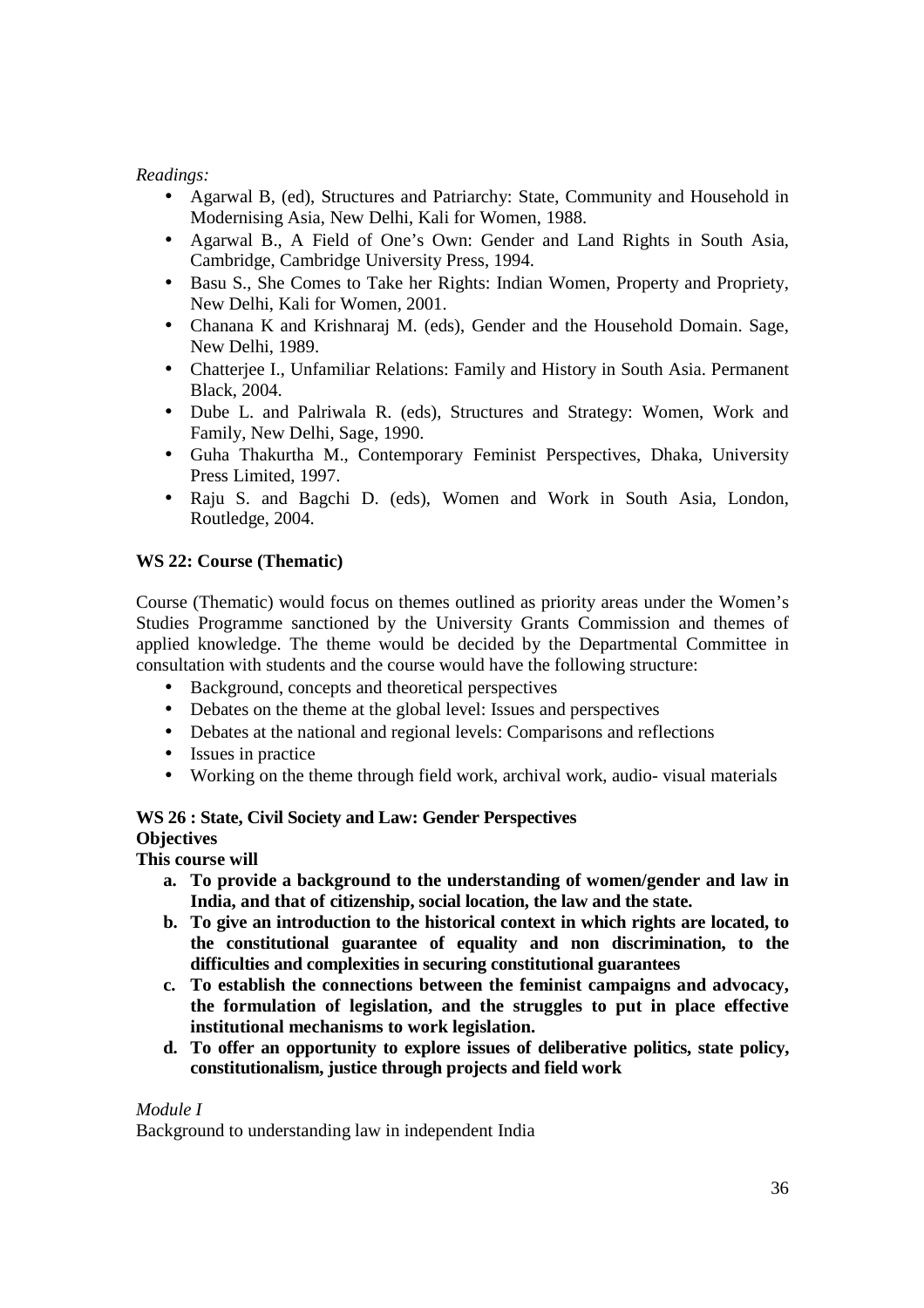*Readings:*

- Agarwal B, (ed), Structures and Patriarchy: State, Community and Household in Modernising Asia, New Delhi, Kali for Women, 1988.
- Agarwal B., A Field of One's Own: Gender and Land Rights in South Asia, Cambridge, Cambridge University Press, 1994.
- Basu S., She Comes to Take her Rights: Indian Women, Property and Propriety, New Delhi, Kali for Women, 2001.
- Chanana K and Krishnaraj M. (eds), Gender and the Household Domain. Sage, New Delhi, 1989.
- Chatterjee I., Unfamiliar Relations: Family and History in South Asia. Permanent Black, 2004.
- Dube L. and Palriwala R. (eds), Structures and Strategy: Women, Work and Family, New Delhi, Sage, 1990.
- Guha Thakurtha M., Contemporary Feminist Perspectives, Dhaka, University Press Limited, 1997.
- Raju S. and Bagchi D. (eds), Women and Work in South Asia, London, Routledge, 2004.

**WS 22: Course (Thematic)**

Course (Thematic) would focus on themes outlined as priority areas under the Women's Studies Programme sanctioned by the University Grants Commission and themes of applied knowledge. The theme would be decided by the Departmental Committee in consultation with students and the course would have the following structure:

- Background, concepts and theoretical perspectives
- Debates on the theme at the global level: Issues and perspectives
- Debates at the national and regional levels: Comparisons and reflections
- Issues in practice
- Working on the theme through field work, archival work, audio- visual materials

**WS 26 : State, Civil Society and Law: Gender Perspectives**

**Objectives**

**This course will**

a. **To provide a background to the understanding of women/gender and law in India, and that of citizenship, social location, the law and the state.**
b. **To give an introduction to the historical context in which rights are located, to the constitutional guarantee of equality and non discrimination, to the difficulties and complexities in securing constitutional guarantees**
c. **To establish the connections between the feminist campaigns and advocacy, the formulation of legislation, and the struggles to put in place effective institutional mechanisms to work legislation.**
d. **To offer an opportunity to explore issues of deliberative politics, state policy, constitutionalism, justice through projects and field work**

*Module I*

Background to understanding law in independent India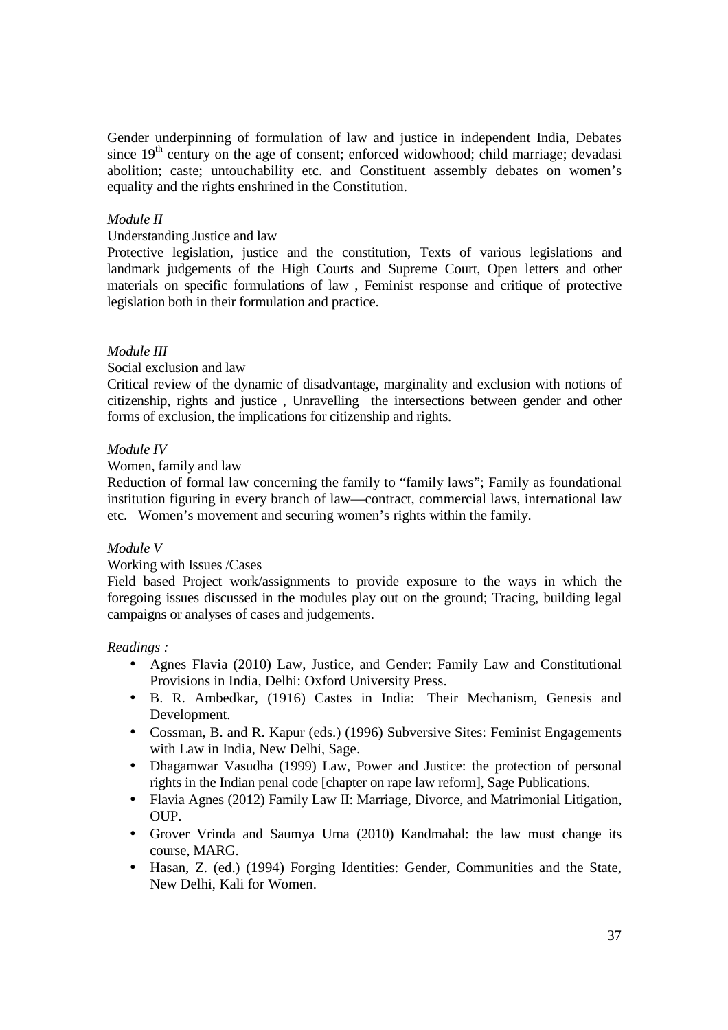Gender underpinning of formulation of law and justice in independent India, Debates since 19th century on the age of consent; enforced widowhood; child marriage; devadasi abolition; caste; untouchability etc. and Constituent assembly debates on women's equality and the rights enshrined in the Constitution.

*Module II*

Understanding Justice and law

Protective legislation, justice and the constitution, Texts of various legislations and landmark judgements of the High Courts and Supreme Court, Open letters and other materials on specific formulations of law , Feminist response and critique of protective legislation both in their formulation and practice.

*Module III*

Social exclusion and law

Critical review of the dynamic of disadvantage, marginality and exclusion with notions of citizenship, rights and justice , Unravelling the intersections between gender and other forms of exclusion, the implications for citizenship and rights.

*Module IV*

Women, family and law

Reduction of formal law concerning the family to "family laws"; Family as foundational institution figuring in every branch of law—contract, commercial laws, international law etc. Women's movement and securing women's rights within the family.

*Module V*

Working with Issues /Cases

Field based Project work/assignments to provide exposure to the ways in which the foregoing issues discussed in the modules play out on the ground; Tracing, building legal campaigns or analyses of cases and judgements.

*Readings :*

- Agnes Flavia (2010) Law, Justice, and Gender: Family Law and Constitutional Provisions in India, Delhi: Oxford University Press.
- B. R. Ambedkar, (1916) Castes in India: Their Mechanism, Genesis and Development.
- Cossman, B. and R. Kapur (eds.) (1996) Subversive Sites: Feminist Engagements with Law in India, New Delhi, Sage.
- Dhagamwar Vasudha (1999) Law, Power and Justice: the protection of personal rights in the Indian penal code [chapter on rape law reform], Sage Publications.
- Flavia Agnes (2012) Family Law II: Marriage, Divorce, and Matrimonial Litigation, OUP.
- Grover Vrinda and Saumya Uma (2010) Kandmahal: the law must change its course, MARG.
- Hasan, Z. (ed.) (1994) Forging Identities: Gender, Communities and the State, New Delhi, Kali for Women.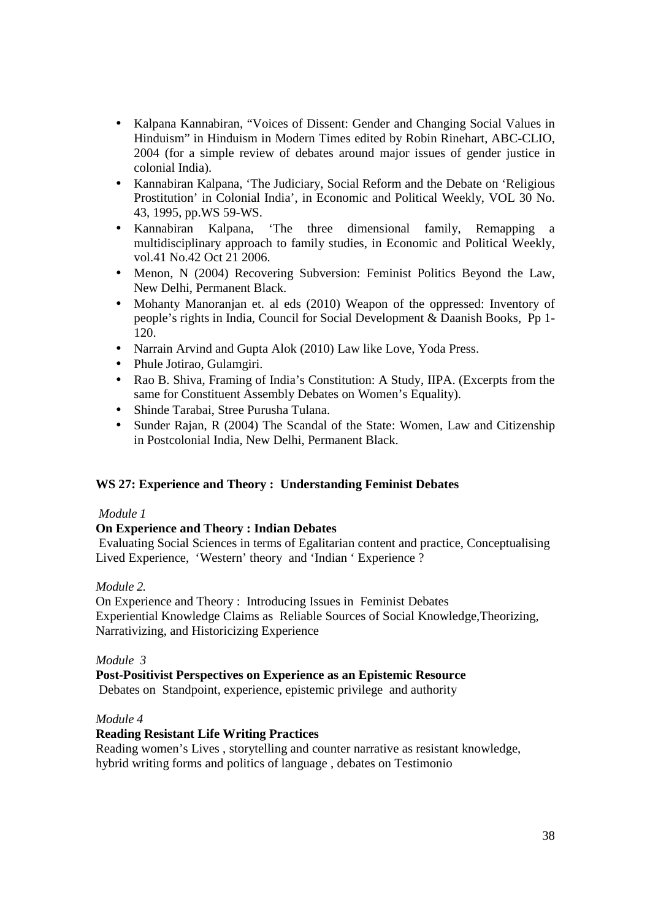- Kalpana Kannabiran, "Voices of Dissent: Gender and Changing Social Values in Hinduism" in Hinduism in Modern Times edited by Robin Rinehart, ABC-CLIO, 2004 (for a simple review of debates around major issues of gender justice in colonial India).
- Kannabiran Kalpana, 'The Judiciary, Social Reform and the Debate on 'Religious Prostitution' in Colonial India', in Economic and Political Weekly, VOL 30 No. 43, 1995, pp.WS 59-WS.
- Kannabiran Kalpana, 'The three dimensional family, Remapping a multidisciplinary approach to family studies, in Economic and Political Weekly, vol.41 No.42 Oct 21 2006.
- Menon, N (2004) Recovering Subversion: Feminist Politics Beyond the Law, New Delhi, Permanent Black.
- Mohanty Manoranjan et. al eds (2010) Weapon of the oppressed: Inventory of people's rights in India, Council for Social Development & Daanish Books, Pp 1-120.
- Narrain Arvind and Gupta Alok (2010) Law like Love, Yoda Press.
- Phule Jotirao, Gulamgiri.
- Rao B. Shiva, Framing of India's Constitution: A Study, IIPA. (Excerpts from the same for Constituent Assembly Debates on Women's Equality).
- Shinde Tarabai, Stree Purusha Tulana.
- Sunder Rajan, R (2004) The Scandal of the State: Women, Law and Citizenship in Postcolonial India, New Delhi, Permanent Black.

**WS 27: Experience and Theory : Understanding Feminist Debates**

*Module 1*

**On Experience and Theory : Indian Debates**

Evaluating Social Sciences in terms of Egalitarian content and practice, Conceptualising Lived Experience, 'Western' theory and 'Indian ' Experience ?

*Module 2.*

On Experience and Theory : Introducing Issues in Feminist Debates
Experiential Knowledge Claims as Reliable Sources of Social Knowledge,Theorizing, Narrativizing, and Historicizing Experience

*Module 3*

**Post-Positivist Perspectives on Experience as an Epistemic Resource**

Debates on Standpoint, experience, epistemic privilege and authority

*Module 4*

**Reading Resistant Life Writing Practices**

Reading women's Lives , storytelling and counter narrative as resistant knowledge, hybrid writing forms and politics of language , debates on Testimonio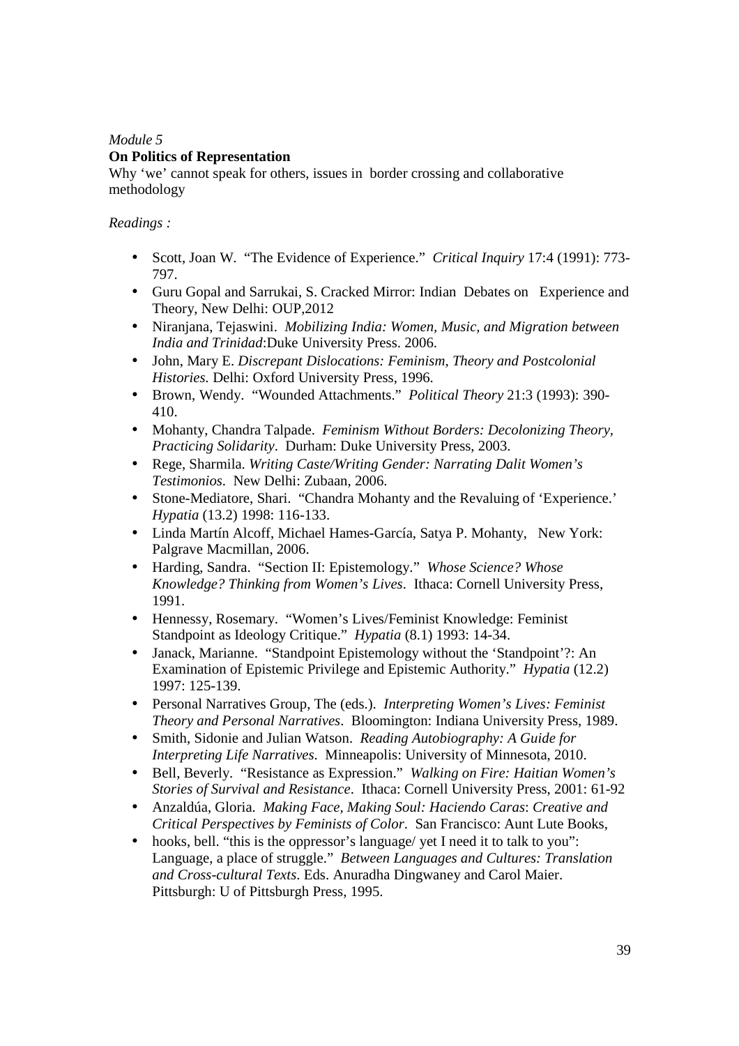*Module 5*

**On Politics of Representation**

Why 'we' cannot speak for others, issues in border crossing and collaborative methodology

*Readings :*

- Scott, Joan W. "The Evidence of Experience." *Critical Inquiry* 17:4 (1991): 773-797.
- Guru Gopal and Sarrukai, S. Cracked Mirror: Indian Debates on Experience and Theory, New Delhi: OUP,2012
- Niranjana, Tejaswini. *Mobilizing India: Women, Music, and Migration between India and Trinidad*:Duke University Press. 2006.
- John, Mary E. *Discrepant Dislocations: Feminism, Theory and Postcolonial Histories*. Delhi: Oxford University Press, 1996.
- Brown, Wendy. "Wounded Attachments." *Political Theory* 21:3 (1993): 390-410.
- Mohanty, Chandra Talpade. *Feminism Without Borders: Decolonizing Theory, Practicing Solidarity*. Durham: Duke University Press, 2003.
- Rege, Sharmila. *Writing Caste/Writing Gender: Narrating Dalit Women's Testimonios*. New Delhi: Zubaan, 2006.
- Stone-Mediatore, Shari. "Chandra Mohanty and the Revaluing of 'Experience.' *Hypatia* (13.2) 1998: 116-133.
- Linda Martín Alcoff, Michael Hames-García, Satya P. Mohanty, New York: Palgrave Macmillan, 2006.
- Harding, Sandra. "Section II: Epistemology." *Whose Science? Whose Knowledge? Thinking from Women's Lives*. Ithaca: Cornell University Press, 1991.
- Hennessy, Rosemary. "Women's Lives/Feminist Knowledge: Feminist Standpoint as Ideology Critique." *Hypatia* (8.1) 1993: 14-34.
- Janack, Marianne. "Standpoint Epistemology without the 'Standpoint'?: An Examination of Epistemic Privilege and Epistemic Authority." *Hypatia* (12.2) 1997: 125-139.
- Personal Narratives Group, The (eds.). *Interpreting Women's Lives: Feminist Theory and Personal Narratives*. Bloomington: Indiana University Press, 1989.
- Smith, Sidonie and Julian Watson. *Reading Autobiography: A Guide for Interpreting Life Narratives*. Minneapolis: University of Minnesota, 2010.
- Bell, Beverly. "Resistance as Expression." *Walking on Fire: Haitian Women's Stories of Survival and Resistance*. Ithaca: Cornell University Press, 2001: 61-92
- Anzaldúa, Gloria. *Making Face, Making Soul: Haciendo Caras*: *Creative and Critical Perspectives by Feminists of Color*. San Francisco: Aunt Lute Books,
- hooks, bell. "this is the oppressor's language/ yet I need it to talk to you": Language, a place of struggle." *Between Languages and Cultures: Translation and Cross-cultural Texts*. Eds. Anuradha Dingwaney and Carol Maier. Pittsburgh: U of Pittsburgh Press, 1995.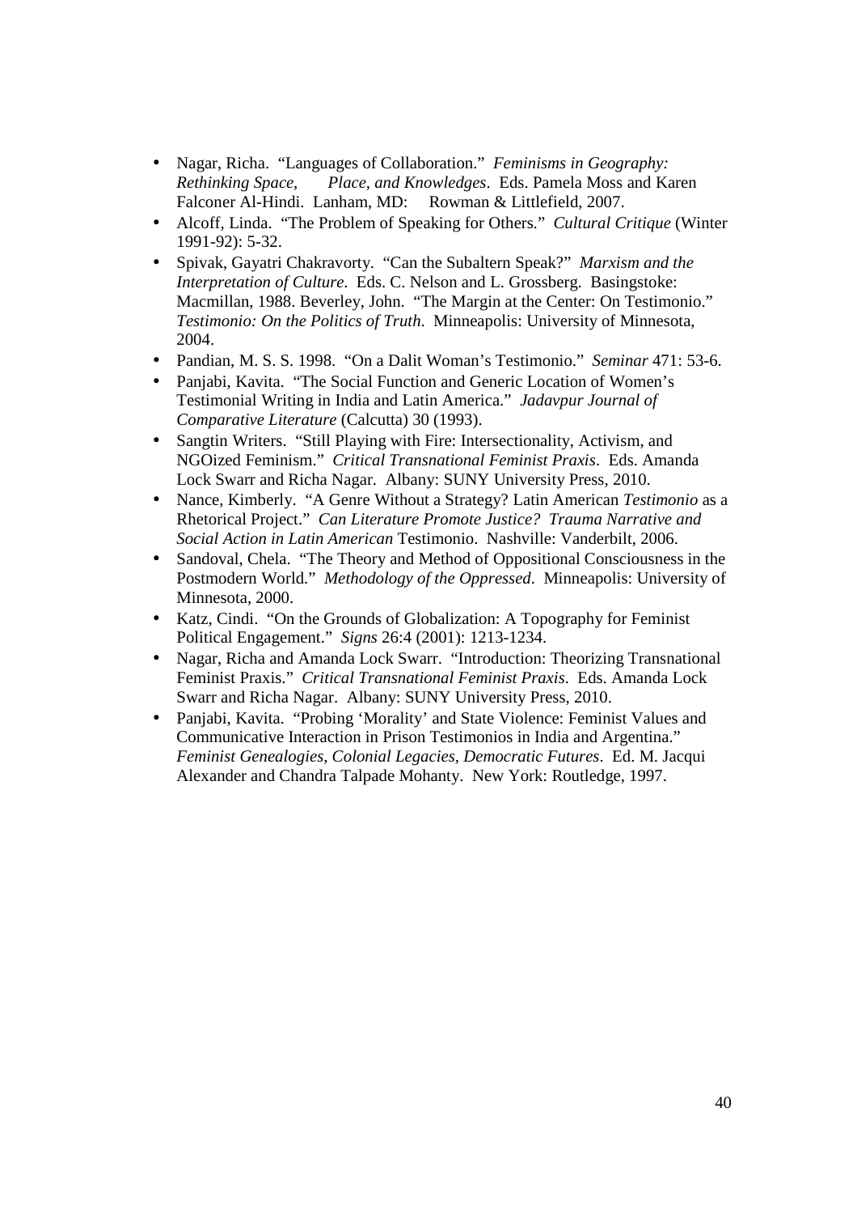- Nagar, Richa. "Languages of Collaboration." *Feminisms in Geography: Rethinking Space, Place, and Knowledges*. Eds. Pamela Moss and Karen Falconer Al-Hindi. Lanham, MD: Rowman & Littlefield, 2007.
- Alcoff, Linda. "The Problem of Speaking for Others." *Cultural Critique* (Winter 1991-92): 5-32.
- Spivak, Gayatri Chakravorty. "Can the Subaltern Speak?" *Marxism and the Interpretation of Culture*. Eds. C. Nelson and L. Grossberg. Basingstoke: Macmillan, 1988. Beverley, John. "The Margin at the Center: On Testimonio." *Testimonio: On the Politics of Truth*. Minneapolis: University of Minnesota, 2004.
- Pandian, M. S. S. 1998. "On a Dalit Woman's Testimonio." *Seminar* 471: 53-6.
- Panjabi, Kavita. "The Social Function and Generic Location of Women's Testimonial Writing in India and Latin America." *Jadavpur Journal of Comparative Literature* (Calcutta) 30 (1993).
- Sangtin Writers. "Still Playing with Fire: Intersectionality, Activism, and NGOized Feminism." *Critical Transnational Feminist Praxis*. Eds. Amanda Lock Swarr and Richa Nagar. Albany: SUNY University Press, 2010.
- Nance, Kimberly. "A Genre Without a Strategy? Latin American *Testimonio* as a Rhetorical Project." *Can Literature Promote Justice? Trauma Narrative and Social Action in Latin American* Testimonio. Nashville: Vanderbilt, 2006.
- Sandoval, Chela. "The Theory and Method of Oppositional Consciousness in the Postmodern World." *Methodology of the Oppressed*. Minneapolis: University of Minnesota, 2000.
- Katz, Cindi. "On the Grounds of Globalization: A Topography for Feminist Political Engagement." *Signs* 26:4 (2001): 1213-1234.
- Nagar, Richa and Amanda Lock Swarr. "Introduction: Theorizing Transnational Feminist Praxis." *Critical Transnational Feminist Praxis*. Eds. Amanda Lock Swarr and Richa Nagar. Albany: SUNY University Press, 2010.
- Panjabi, Kavita. "Probing 'Morality' and State Violence: Feminist Values and Communicative Interaction in Prison Testimonios in India and Argentina." *Feminist Genealogies, Colonial Legacies, Democratic Futures*. Ed. M. Jacqui Alexander and Chandra Talpade Mohanty. New York: Routledge, 1997.